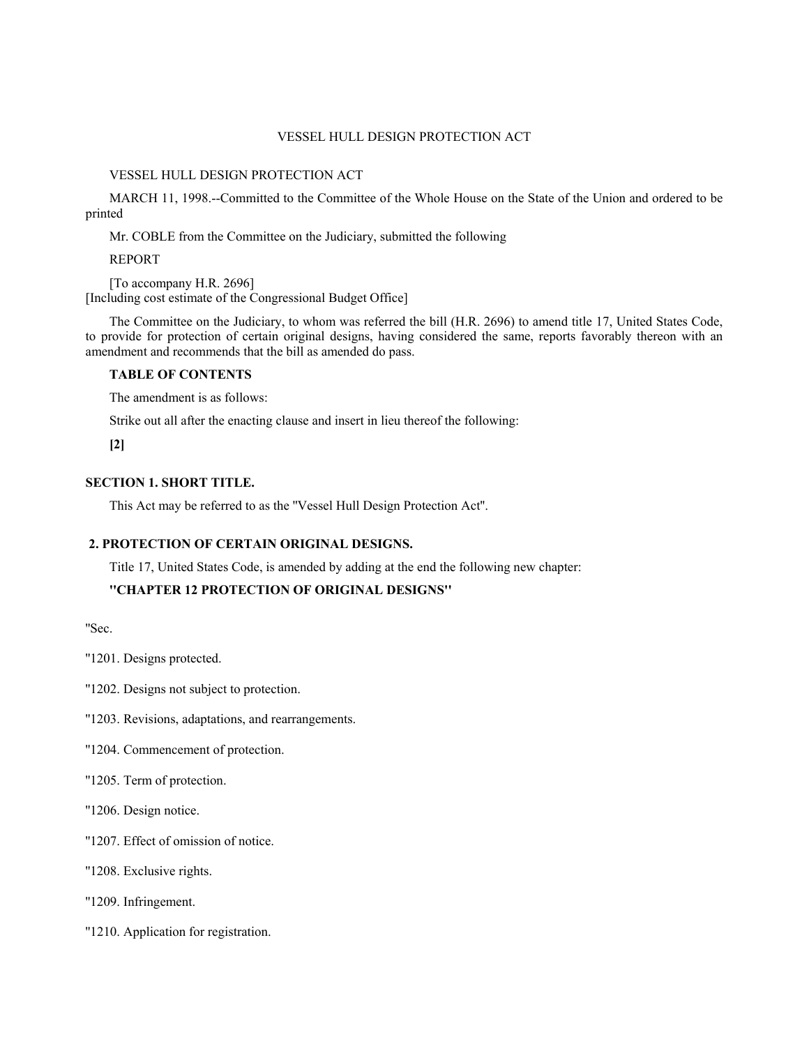VESSEL HULL DESIGN PROTECTION ACT

VESSEL HULL DESIGN PROTECTION ACT

MARCH 11, 1998.--Committed to the Committee of the Whole House on the State of the Union and ordered to be printed

Mr. COBLE from the Committee on the Judiciary, submitted the following

REPORT

[To accompany H.R. 2696]
[Including cost estimate of the Congressional Budget Office]

The Committee on the Judiciary, to whom was referred the bill (H.R. 2696) to amend title 17, United States Code, to provide for protection of certain original designs, having considered the same, reports favorably thereon with an amendment and recommends that the bill as amended do pass.

**TABLE OF CONTENTS**

The amendment is as follows:

Strike out all after the enacting clause and insert in lieu thereof the following:

**[2]**

### SECTION 1. SHORT TITLE.

This Act may be referred to as the "Vessel Hull Design Protection Act".

### 2. PROTECTION OF CERTAIN ORIGINAL DESIGNS.

Title 17, United States Code, is amended by adding at the end the following new chapter:

**"CHAPTER 12 PROTECTION OF ORIGINAL DESIGNS"**

"Sec.

"1201. Designs protected.

"1202. Designs not subject to protection.

"1203. Revisions, adaptations, and rearrangements.

"1204. Commencement of protection.

"1205. Term of protection.

"1206. Design notice.

"1207. Effect of omission of notice.

"1208. Exclusive rights.

"1209. Infringement.

"1210. Application for registration.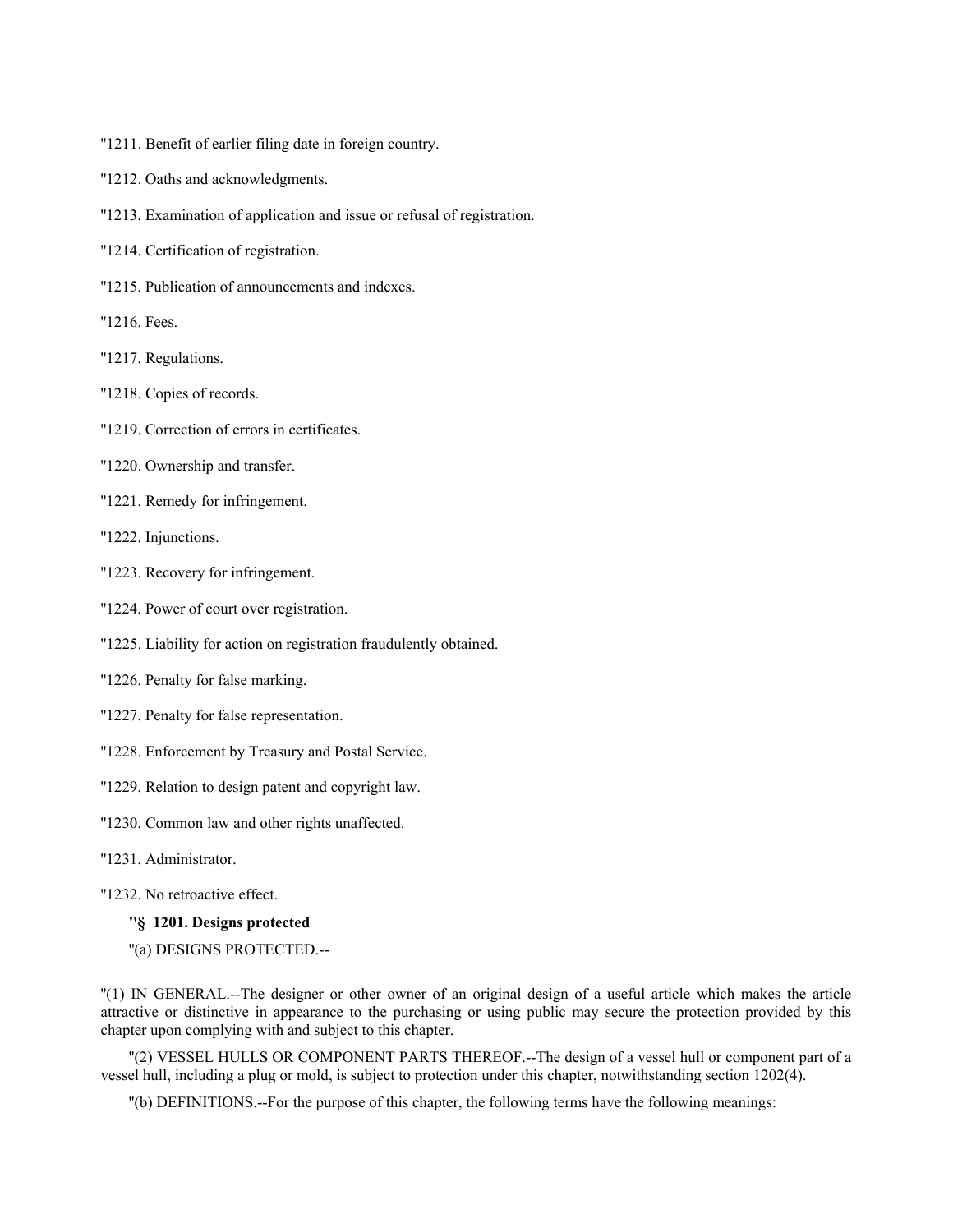"1211. Benefit of earlier filing date in foreign country.

"1212. Oaths and acknowledgments.

"1213. Examination of application and issue or refusal of registration.

"1214. Certification of registration.

"1215. Publication of announcements and indexes.

"1216. Fees.

"1217. Regulations.

"1218. Copies of records.

"1219. Correction of errors in certificates.

"1220. Ownership and transfer.

"1221. Remedy for infringement.

"1222. Injunctions.

"1223. Recovery for infringement.

"1224. Power of court over registration.

"1225. Liability for action on registration fraudulently obtained.

"1226. Penalty for false marking.

"1227. Penalty for false representation.

"1228. Enforcement by Treasury and Postal Service.

"1229. Relation to design patent and copyright law.

"1230. Common law and other rights unaffected.

"1231. Administrator.

"1232. No retroactive effect.

**"§ 1201. Designs protected**

"(a) DESIGNS PROTECTED.--

"(1) IN GENERAL.--The designer or other owner of an original design of a useful article which makes the article attractive or distinctive in appearance to the purchasing or using public may secure the protection provided by this chapter upon complying with and subject to this chapter.

"(2) VESSEL HULLS OR COMPONENT PARTS THEREOF.--The design of a vessel hull or component part of a vessel hull, including a plug or mold, is subject to protection under this chapter, notwithstanding section 1202(4).

"(b) DEFINITIONS.--For the purpose of this chapter, the following terms have the following meanings: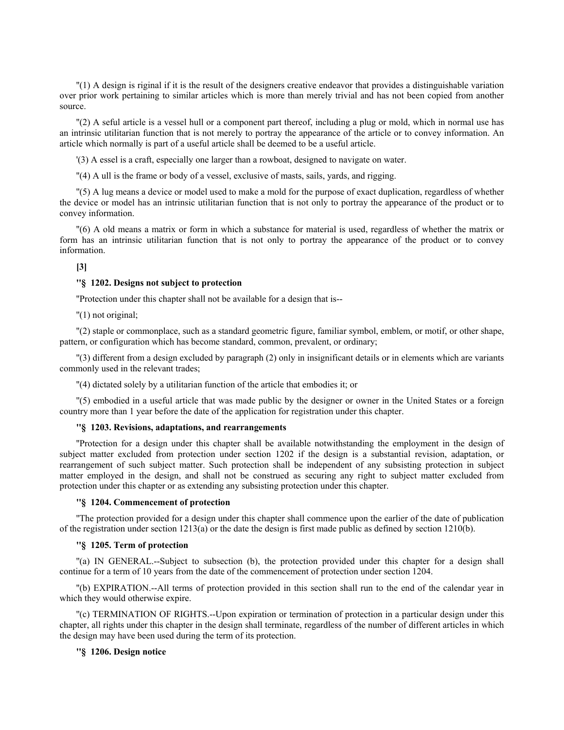"(1) A design is riginal if it is the result of the designers creative endeavor that provides a distinguishable variation over prior work pertaining to similar articles which is more than merely trivial and has not been copied from another source.

"(2) A seful article is a vessel hull or a component part thereof, including a plug or mold, which in normal use has an intrinsic utilitarian function that is not merely to portray the appearance of the article or to convey information. An article which normally is part of a useful article shall be deemed to be a useful article.

'(3) A essel is a craft, especially one larger than a rowboat, designed to navigate on water.

"(4) A ull is the frame or body of a vessel, exclusive of masts, sails, yards, and rigging.

"(5) A lug means a device or model used to make a mold for the purpose of exact duplication, regardless of whether the device or model has an intrinsic utilitarian function that is not only to portray the appearance of the product or to convey information.

"(6) A old means a matrix or form in which a substance for material is used, regardless of whether the matrix or form has an intrinsic utilitarian function that is not only to portray the appearance of the product or to convey information.

**[3]**

**"§ 1202. Designs not subject to protection**

"Protection under this chapter shall not be available for a design that is--

"(1) not original;

"(2) staple or commonplace, such as a standard geometric figure, familiar symbol, emblem, or motif, or other shape, pattern, or configuration which has become standard, common, prevalent, or ordinary;

"(3) different from a design excluded by paragraph (2) only in insignificant details or in elements which are variants commonly used in the relevant trades;

"(4) dictated solely by a utilitarian function of the article that embodies it; or

"(5) embodied in a useful article that was made public by the designer or owner in the United States or a foreign country more than 1 year before the date of the application for registration under this chapter.

**"§ 1203. Revisions, adaptations, and rearrangements**

"Protection for a design under this chapter shall be available notwithstanding the employment in the design of subject matter excluded from protection under section 1202 if the design is a substantial revision, adaptation, or rearrangement of such subject matter. Such protection shall be independent of any subsisting protection in subject matter employed in the design, and shall not be construed as securing any right to subject matter excluded from protection under this chapter or as extending any subsisting protection under this chapter.

**"§ 1204. Commencement of protection**

"The protection provided for a design under this chapter shall commence upon the earlier of the date of publication of the registration under section 1213(a) or the date the design is first made public as defined by section 1210(b).

**"§ 1205. Term of protection**

"(a) IN GENERAL.--Subject to subsection (b), the protection provided under this chapter for a design shall continue for a term of 10 years from the date of the commencement of protection under section 1204.

"(b) EXPIRATION.--All terms of protection provided in this section shall run to the end of the calendar year in which they would otherwise expire.

"(c) TERMINATION OF RIGHTS.--Upon expiration or termination of protection in a particular design under this chapter, all rights under this chapter in the design shall terminate, regardless of the number of different articles in which the design may have been used during the term of its protection.

**"§ 1206. Design notice**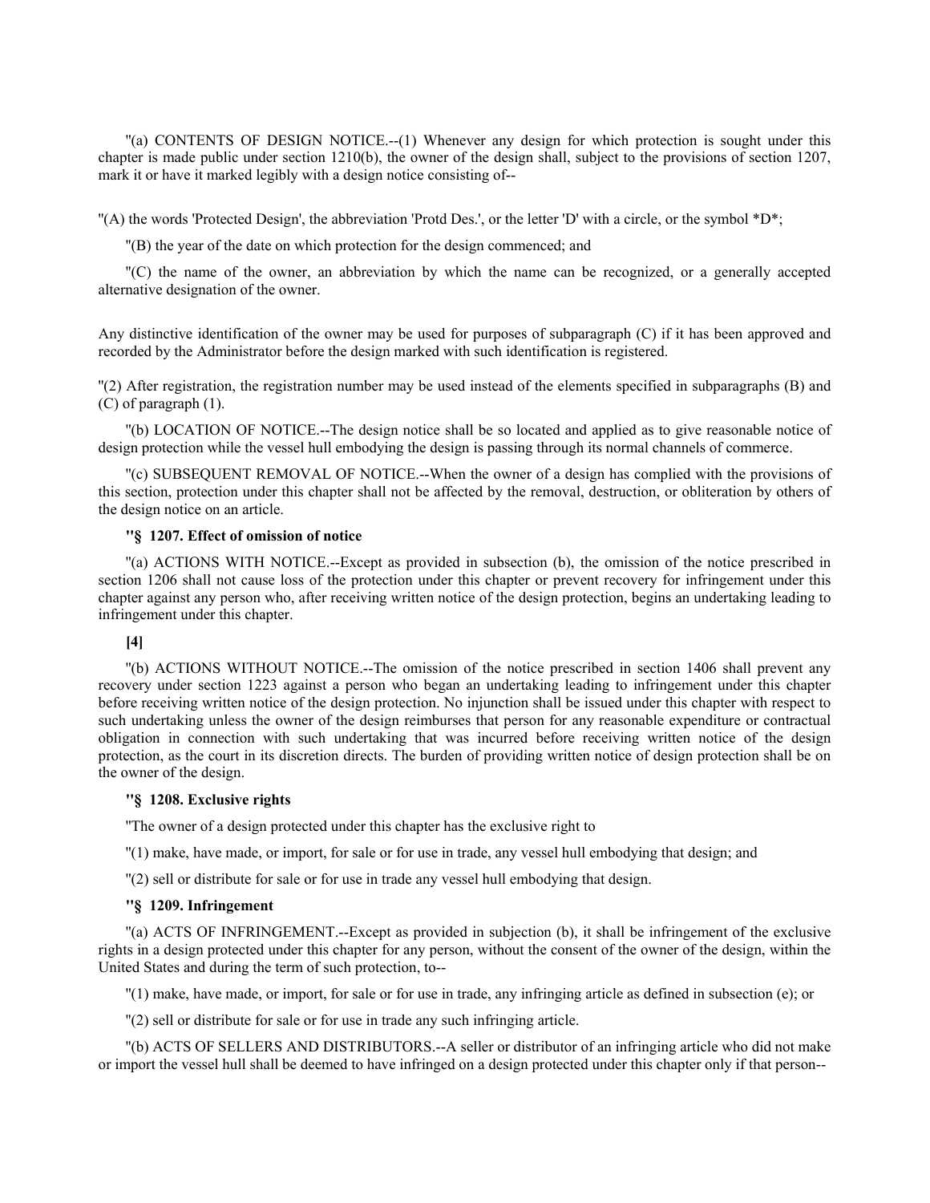''(a) CONTENTS OF DESIGN NOTICE.--(1) Whenever any design for which protection is sought under this chapter is made public under section 1210(b), the owner of the design shall, subject to the provisions of section 1207, mark it or have it marked legibly with a design notice consisting of--

''(A) the words 'Protected Design', the abbreviation 'Protd Des.', or the letter 'D' with a circle, or the symbol *D*;

''(B) the year of the date on which protection for the design commenced; and

''(C) the name of the owner, an abbreviation by which the name can be recognized, or a generally accepted alternative designation of the owner.

Any distinctive identification of the owner may be used for purposes of subparagraph (C) if it has been approved and recorded by the Administrator before the design marked with such identification is registered.

''(2) After registration, the registration number may be used instead of the elements specified in subparagraphs (B) and (C) of paragraph (1).

''(b) LOCATION OF NOTICE.--The design notice shall be so located and applied as to give reasonable notice of design protection while the vessel hull embodying the design is passing through its normal channels of commerce.

''(c) SUBSEQUENT REMOVAL OF NOTICE.--When the owner of a design has complied with the provisions of this section, protection under this chapter shall not be affected by the removal, destruction, or obliteration by others of the design notice on an article.

**''§ 1207. Effect of omission of notice**

''(a) ACTIONS WITH NOTICE.--Except as provided in subsection (b), the omission of the notice prescribed in section 1206 shall not cause loss of the protection under this chapter or prevent recovery for infringement under this chapter against any person who, after receiving written notice of the design protection, begins an undertaking leading to infringement under this chapter.

**[4]**

''(b) ACTIONS WITHOUT NOTICE.--The omission of the notice prescribed in section 1406 shall prevent any recovery under section 1223 against a person who began an undertaking leading to infringement under this chapter before receiving written notice of the design protection. No injunction shall be issued under this chapter with respect to such undertaking unless the owner of the design reimburses that person for any reasonable expenditure or contractual obligation in connection with such undertaking that was incurred before receiving written notice of the design protection, as the court in its discretion directs. The burden of providing written notice of design protection shall be on the owner of the design.

**''§ 1208. Exclusive rights**

''The owner of a design protected under this chapter has the exclusive right to

''(1) make, have made, or import, for sale or for use in trade, any vessel hull embodying that design; and

''(2) sell or distribute for sale or for use in trade any vessel hull embodying that design.

**''§ 1209. Infringement**

''(a) ACTS OF INFRINGEMENT.--Except as provided in subjection (b), it shall be infringement of the exclusive rights in a design protected under this chapter for any person, without the consent of the owner of the design, within the United States and during the term of such protection, to--

''(1) make, have made, or import, for sale or for use in trade, any infringing article as defined in subsection (e); or

''(2) sell or distribute for sale or for use in trade any such infringing article.

''(b) ACTS OF SELLERS AND DISTRIBUTORS.--A seller or distributor of an infringing article who did not make or import the vessel hull shall be deemed to have infringed on a design protected under this chapter only if that person--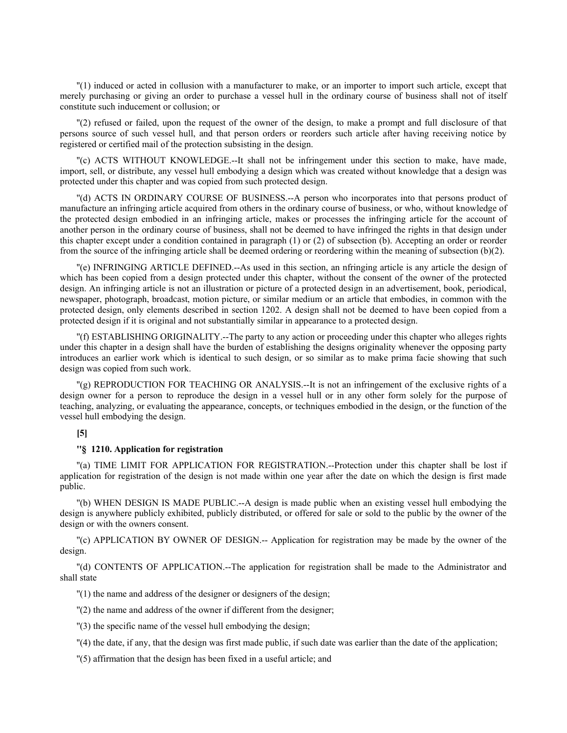"(1) induced or acted in collusion with a manufacturer to make, or an importer to import such article, except that merely purchasing or giving an order to purchase a vessel hull in the ordinary course of business shall not of itself constitute such inducement or collusion; or

"(2) refused or failed, upon the request of the owner of the design, to make a prompt and full disclosure of that persons source of such vessel hull, and that person orders or reorders such article after having receiving notice by registered or certified mail of the protection subsisting in the design.

"(c) ACTS WITHOUT KNOWLEDGE.--It shall not be infringement under this section to make, have made, import, sell, or distribute, any vessel hull embodying a design which was created without knowledge that a design was protected under this chapter and was copied from such protected design.

"(d) ACTS IN ORDINARY COURSE OF BUSINESS.--A person who incorporates into that persons product of manufacture an infringing article acquired from others in the ordinary course of business, or who, without knowledge of the protected design embodied in an infringing article, makes or processes the infringing article for the account of another person in the ordinary course of business, shall not be deemed to have infringed the rights in that design under this chapter except under a condition contained in paragraph (1) or (2) of subsection (b). Accepting an order or reorder from the source of the infringing article shall be deemed ordering or reordering within the meaning of subsection (b)(2).

"(e) INFRINGING ARTICLE DEFINED.--As used in this section, an nfringing article is any article the design of which has been copied from a design protected under this chapter, without the consent of the owner of the protected design. An infringing article is not an illustration or picture of a protected design in an advertisement, book, periodical, newspaper, photograph, broadcast, motion picture, or similar medium or an article that embodies, in common with the protected design, only elements described in section 1202. A design shall not be deemed to have been copied from a protected design if it is original and not substantially similar in appearance to a protected design.

"(f) ESTABLISHING ORIGINALITY.--The party to any action or proceeding under this chapter who alleges rights under this chapter in a design shall have the burden of establishing the designs originality whenever the opposing party introduces an earlier work which is identical to such design, or so similar as to make prima facie showing that such design was copied from such work.

"(g) REPRODUCTION FOR TEACHING OR ANALYSIS.--It is not an infringement of the exclusive rights of a design owner for a person to reproduce the design in a vessel hull or in any other form solely for the purpose of teaching, analyzing, or evaluating the appearance, concepts, or techniques embodied in the design, or the function of the vessel hull embodying the design.

**[5]**

**"§ 1210. Application for registration**

"(a) TIME LIMIT FOR APPLICATION FOR REGISTRATION.--Protection under this chapter shall be lost if application for registration of the design is not made within one year after the date on which the design is first made public.

"(b) WHEN DESIGN IS MADE PUBLIC.--A design is made public when an existing vessel hull embodying the design is anywhere publicly exhibited, publicly distributed, or offered for sale or sold to the public by the owner of the design or with the owners consent.

"(c) APPLICATION BY OWNER OF DESIGN.-- Application for registration may be made by the owner of the design.

"(d) CONTENTS OF APPLICATION.--The application for registration shall be made to the Administrator and shall state

"(1) the name and address of the designer or designers of the design;

"(2) the name and address of the owner if different from the designer;

"(3) the specific name of the vessel hull embodying the design;

"(4) the date, if any, that the design was first made public, if such date was earlier than the date of the application;

"(5) affirmation that the design has been fixed in a useful article; and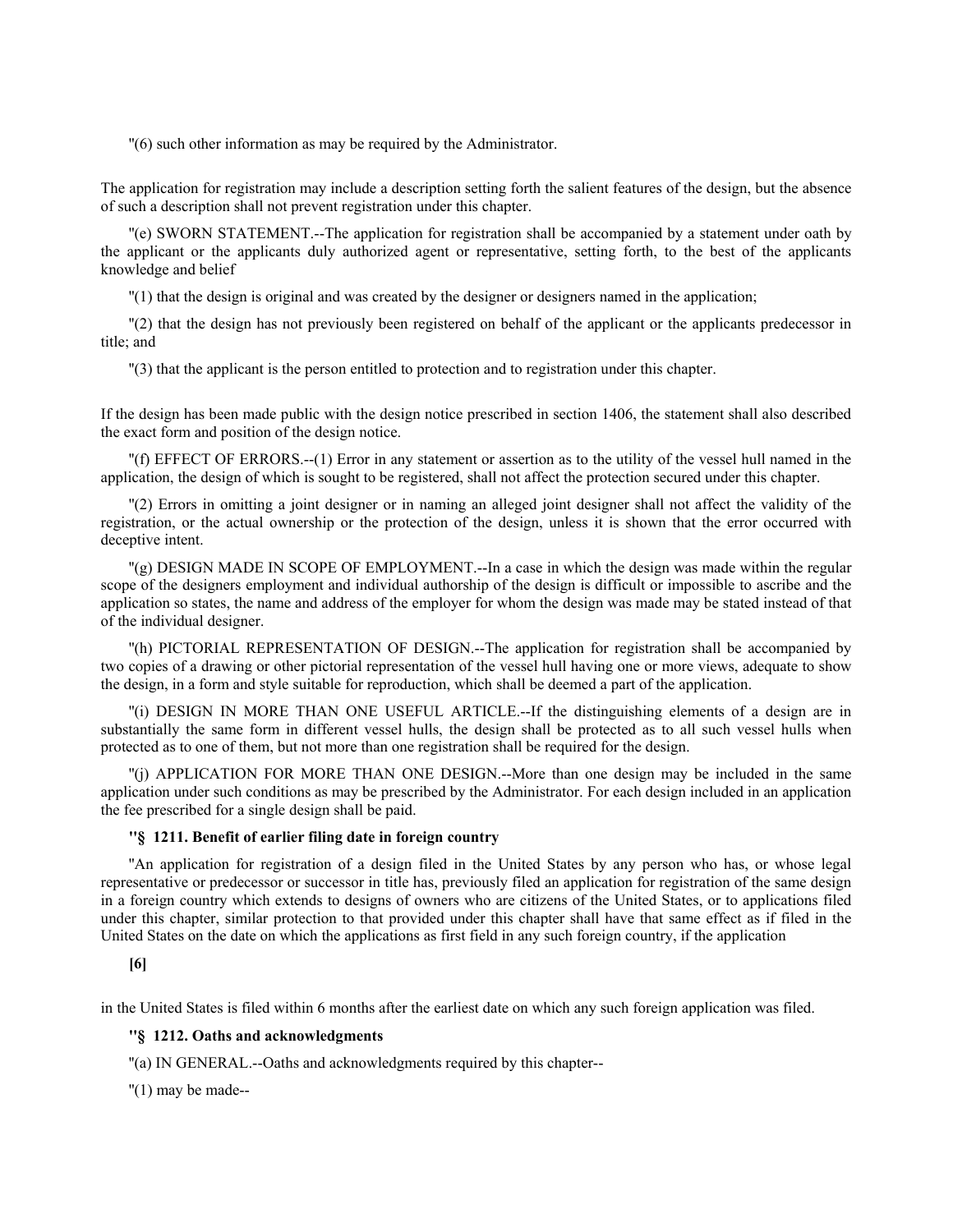"(6) such other information as may be required by the Administrator.

The application for registration may include a description setting forth the salient features of the design, but the absence of such a description shall not prevent registration under this chapter.

"(e) SWORN STATEMENT.--The application for registration shall be accompanied by a statement under oath by the applicant or the applicants duly authorized agent or representative, setting forth, to the best of the applicants knowledge and belief

"(1) that the design is original and was created by the designer or designers named in the application;

"(2) that the design has not previously been registered on behalf of the applicant or the applicants predecessor in title; and

"(3) that the applicant is the person entitled to protection and to registration under this chapter.

If the design has been made public with the design notice prescribed in section 1406, the statement shall also described the exact form and position of the design notice.

"(f) EFFECT OF ERRORS.--(1) Error in any statement or assertion as to the utility of the vessel hull named in the application, the design of which is sought to be registered, shall not affect the protection secured under this chapter.

"(2) Errors in omitting a joint designer or in naming an alleged joint designer shall not affect the validity of the registration, or the actual ownership or the protection of the design, unless it is shown that the error occurred with deceptive intent.

"(g) DESIGN MADE IN SCOPE OF EMPLOYMENT.--In a case in which the design was made within the regular scope of the designers employment and individual authorship of the design is difficult or impossible to ascribe and the application so states, the name and address of the employer for whom the design was made may be stated instead of that of the individual designer.

"(h) PICTORIAL REPRESENTATION OF DESIGN.--The application for registration shall be accompanied by two copies of a drawing or other pictorial representation of the vessel hull having one or more views, adequate to show the design, in a form and style suitable for reproduction, which shall be deemed a part of the application.

"(i) DESIGN IN MORE THAN ONE USEFUL ARTICLE.--If the distinguishing elements of a design are in substantially the same form in different vessel hulls, the design shall be protected as to all such vessel hulls when protected as to one of them, but not more than one registration shall be required for the design.

"(j) APPLICATION FOR MORE THAN ONE DESIGN.--More than one design may be included in the same application under such conditions as may be prescribed by the Administrator. For each design included in an application the fee prescribed for a single design shall be paid.

**"§ 1211. Benefit of earlier filing date in foreign country**

"An application for registration of a design filed in the United States by any person who has, or whose legal representative or predecessor or successor in title has, previously filed an application for registration of the same design in a foreign country which extends to designs of owners who are citizens of the United States, or to applications filed under this chapter, similar protection to that provided under this chapter shall have that same effect as if filed in the United States on the date on which the applications as first field in any such foreign country, if the application

**[6]**

in the United States is filed within 6 months after the earliest date on which any such foreign application was filed.

**"§ 1212. Oaths and acknowledgments**

"(a) IN GENERAL.--Oaths and acknowledgments required by this chapter--

"(1) may be made--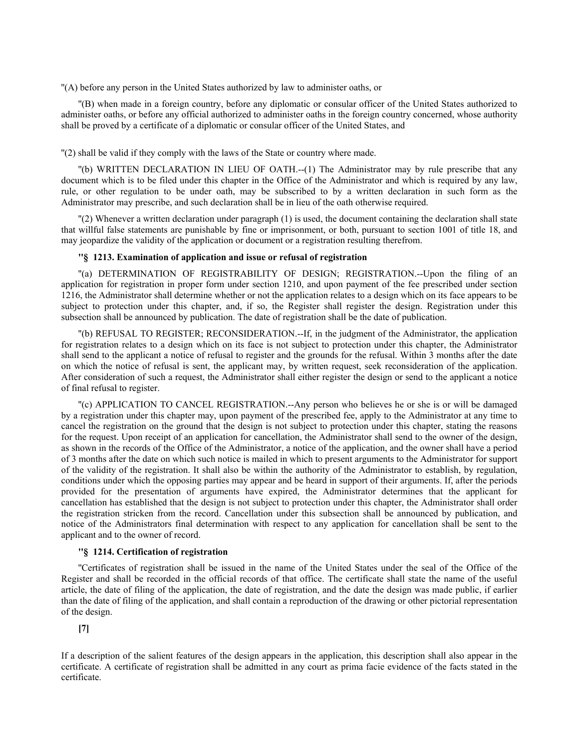''(A) before any person in the United States authorized by law to administer oaths, or

''(B) when made in a foreign country, before any diplomatic or consular officer of the United States authorized to administer oaths, or before any official authorized to administer oaths in the foreign country concerned, whose authority shall be proved by a certificate of a diplomatic or consular officer of the United States, and

''(2) shall be valid if they comply with the laws of the State or country where made.

''(b) WRITTEN DECLARATION IN LIEU OF OATH.--(1) The Administrator may by rule prescribe that any document which is to be filed under this chapter in the Office of the Administrator and which is required by any law, rule, or other regulation to be under oath, may be subscribed to by a written declaration in such form as the Administrator may prescribe, and such declaration shall be in lieu of the oath otherwise required.

''(2) Whenever a written declaration under paragraph (1) is used, the document containing the declaration shall state that willful false statements are punishable by fine or imprisonment, or both, pursuant to section 1001 of title 18, and may jeopardize the validity of the application or document or a registration resulting therefrom.

**''§ 1213. Examination of application and issue or refusal of registration**

''(a) DETERMINATION OF REGISTRABILITY OF DESIGN; REGISTRATION.--Upon the filing of an application for registration in proper form under section 1210, and upon payment of the fee prescribed under section 1216, the Administrator shall determine whether or not the application relates to a design which on its face appears to be subject to protection under this chapter, and, if so, the Register shall register the design. Registration under this subsection shall be announced by publication. The date of registration shall be the date of publication.

''(b) REFUSAL TO REGISTER; RECONSIDERATION.--If, in the judgment of the Administrator, the application for registration relates to a design which on its face is not subject to protection under this chapter, the Administrator shall send to the applicant a notice of refusal to register and the grounds for the refusal. Within 3 months after the date on which the notice of refusal is sent, the applicant may, by written request, seek reconsideration of the application. After consideration of such a request, the Administrator shall either register the design or send to the applicant a notice of final refusal to register.

''(c) APPLICATION TO CANCEL REGISTRATION.--Any person who believes he or she is or will be damaged by a registration under this chapter may, upon payment of the prescribed fee, apply to the Administrator at any time to cancel the registration on the ground that the design is not subject to protection under this chapter, stating the reasons for the request. Upon receipt of an application for cancellation, the Administrator shall send to the owner of the design, as shown in the records of the Office of the Administrator, a notice of the application, and the owner shall have a period of 3 months after the date on which such notice is mailed in which to present arguments to the Administrator for support of the validity of the registration. It shall also be within the authority of the Administrator to establish, by regulation, conditions under which the opposing parties may appear and be heard in support of their arguments. If, after the periods provided for the presentation of arguments have expired, the Administrator determines that the applicant for cancellation has established that the design is not subject to protection under this chapter, the Administrator shall order the registration stricken from the record. Cancellation under this subsection shall be announced by publication, and notice of the Administrators final determination with respect to any application for cancellation shall be sent to the applicant and to the owner of record.

**''§ 1214. Certification of registration**

''Certificates of registration shall be issued in the name of the United States under the seal of the Office of the Register and shall be recorded in the official records of that office. The certificate shall state the name of the useful article, the date of filing of the application, the date of registration, and the date the design was made public, if earlier than the date of filing of the application, and shall contain a reproduction of the drawing or other pictorial representation of the design.

**[7]**

If a description of the salient features of the design appears in the application, this description shall also appear in the certificate. A certificate of registration shall be admitted in any court as prima facie evidence of the facts stated in the certificate.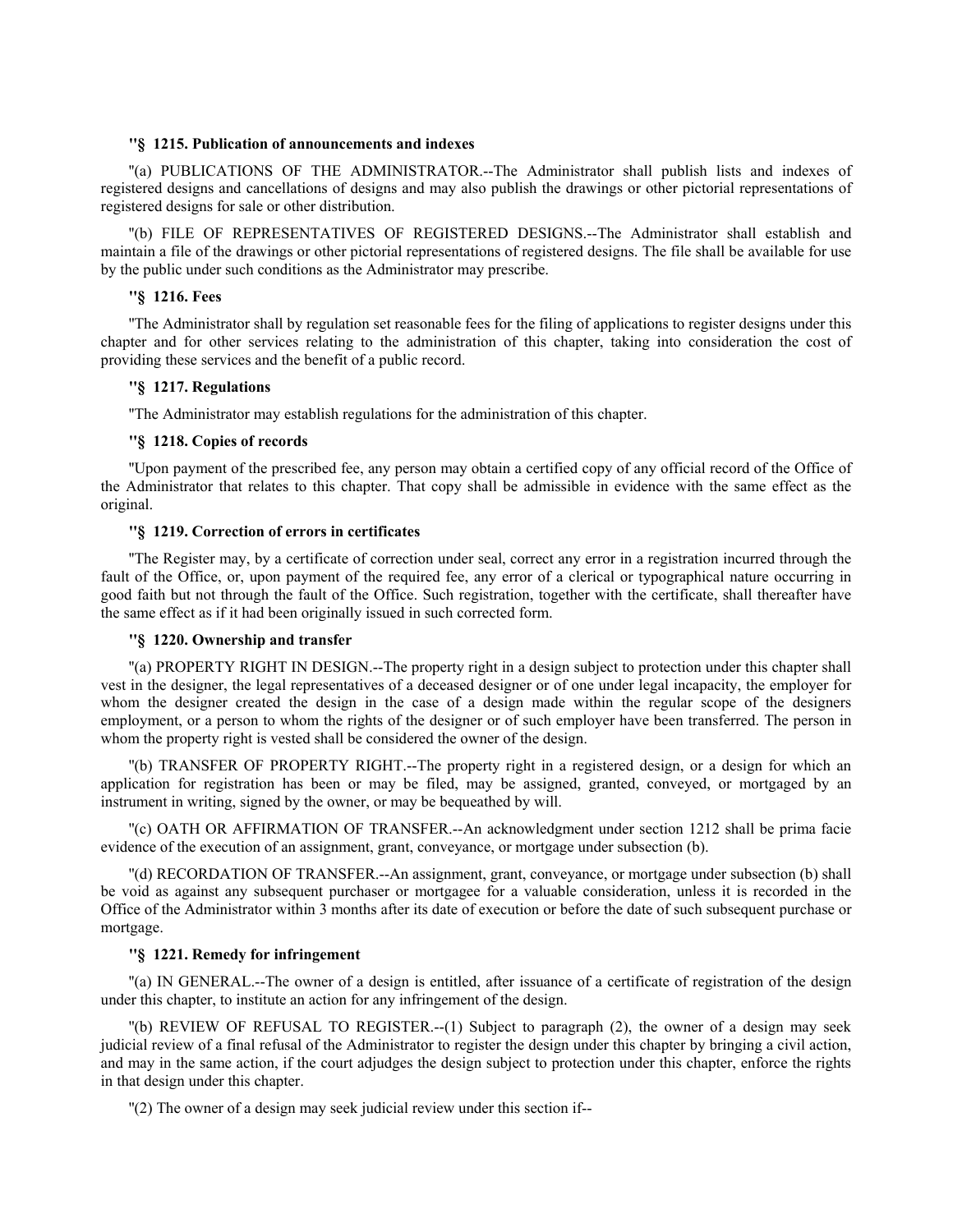**"§ 1215. Publication of announcements and indexes**

"(a) PUBLICATIONS OF THE ADMINISTRATOR.--The Administrator shall publish lists and indexes of registered designs and cancellations of designs and may also publish the drawings or other pictorial representations of registered designs for sale or other distribution.

"(b) FILE OF REPRESENTATIVES OF REGISTERED DESIGNS.--The Administrator shall establish and maintain a file of the drawings or other pictorial representations of registered designs. The file shall be available for use by the public under such conditions as the Administrator may prescribe.

**"§ 1216. Fees**

"The Administrator shall by regulation set reasonable fees for the filing of applications to register designs under this chapter and for other services relating to the administration of this chapter, taking into consideration the cost of providing these services and the benefit of a public record.

**"§ 1217. Regulations**

"The Administrator may establish regulations for the administration of this chapter.

**"§ 1218. Copies of records**

"Upon payment of the prescribed fee, any person may obtain a certified copy of any official record of the Office of the Administrator that relates to this chapter. That copy shall be admissible in evidence with the same effect as the original.

**"§ 1219. Correction of errors in certificates**

"The Register may, by a certificate of correction under seal, correct any error in a registration incurred through the fault of the Office, or, upon payment of the required fee, any error of a clerical or typographical nature occurring in good faith but not through the fault of the Office. Such registration, together with the certificate, shall thereafter have the same effect as if it had been originally issued in such corrected form.

**"§ 1220. Ownership and transfer**

"(a) PROPERTY RIGHT IN DESIGN.--The property right in a design subject to protection under this chapter shall vest in the designer, the legal representatives of a deceased designer or of one under legal incapacity, the employer for whom the designer created the design in the case of a design made within the regular scope of the designers employment, or a person to whom the rights of the designer or of such employer have been transferred. The person in whom the property right is vested shall be considered the owner of the design.

"(b) TRANSFER OF PROPERTY RIGHT.--The property right in a registered design, or a design for which an application for registration has been or may be filed, may be assigned, granted, conveyed, or mortgaged by an instrument in writing, signed by the owner, or may be bequeathed by will.

"(c) OATH OR AFFIRMATION OF TRANSFER.--An acknowledgment under section 1212 shall be prima facie evidence of the execution of an assignment, grant, conveyance, or mortgage under subsection (b).

"(d) RECORDATION OF TRANSFER.--An assignment, grant, conveyance, or mortgage under subsection (b) shall be void as against any subsequent purchaser or mortgagee for a valuable consideration, unless it is recorded in the Office of the Administrator within 3 months after its date of execution or before the date of such subsequent purchase or mortgage.

**"§ 1221. Remedy for infringement**

"(a) IN GENERAL.--The owner of a design is entitled, after issuance of a certificate of registration of the design under this chapter, to institute an action for any infringement of the design.

"(b) REVIEW OF REFUSAL TO REGISTER.--(1) Subject to paragraph (2), the owner of a design may seek judicial review of a final refusal of the Administrator to register the design under this chapter by bringing a civil action, and may in the same action, if the court adjudges the design subject to protection under this chapter, enforce the rights in that design under this chapter.

"(2) The owner of a design may seek judicial review under this section if--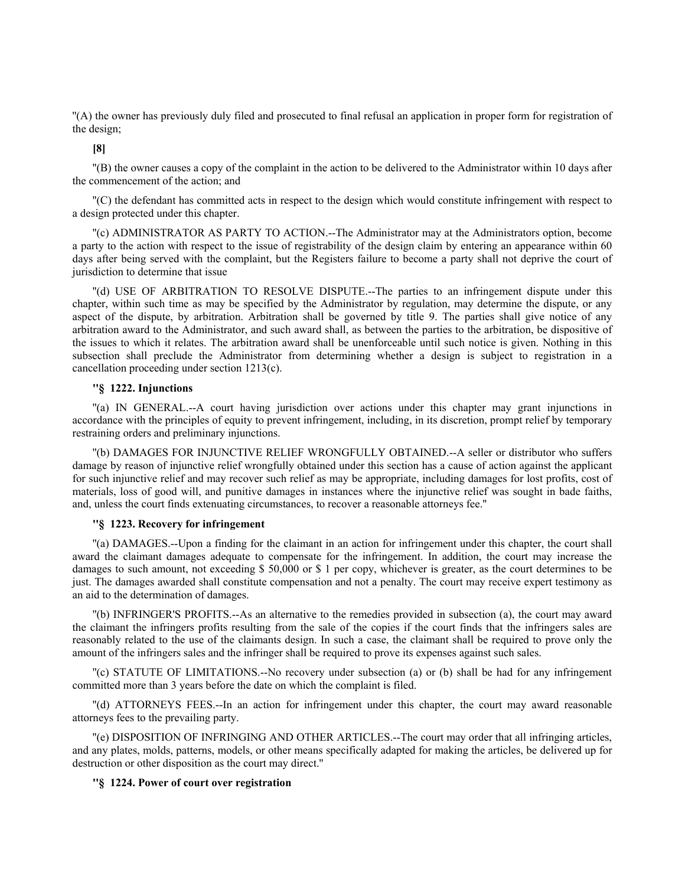"(A) the owner has previously duly filed and prosecuted to final refusal an application in proper form for registration of the design;

**[8]**

"(B) the owner causes a copy of the complaint in the action to be delivered to the Administrator within 10 days after the commencement of the action; and

"(C) the defendant has committed acts in respect to the design which would constitute infringement with respect to a design protected under this chapter.

"(c) ADMINISTRATOR AS PARTY TO ACTION.--The Administrator may at the Administrators option, become a party to the action with respect to the issue of registrability of the design claim by entering an appearance within 60 days after being served with the complaint, but the Registers failure to become a party shall not deprive the court of jurisdiction to determine that issue

"(d) USE OF ARBITRATION TO RESOLVE DISPUTE.--The parties to an infringement dispute under this chapter, within such time as may be specified by the Administrator by regulation, may determine the dispute, or any aspect of the dispute, by arbitration. Arbitration shall be governed by title 9. The parties shall give notice of any arbitration award to the Administrator, and such award shall, as between the parties to the arbitration, be dispositive of the issues to which it relates. The arbitration award shall be unenforceable until such notice is given. Nothing in this subsection shall preclude the Administrator from determining whether a design is subject to registration in a cancellation proceeding under section 1213(c).

**"§ 1222. Injunctions**

"(a) IN GENERAL.--A court having jurisdiction over actions under this chapter may grant injunctions in accordance with the principles of equity to prevent infringement, including, in its discretion, prompt relief by temporary restraining orders and preliminary injunctions.

"(b) DAMAGES FOR INJUNCTIVE RELIEF WRONGFULLY OBTAINED.--A seller or distributor who suffers damage by reason of injunctive relief wrongfully obtained under this section has a cause of action against the applicant for such injunctive relief and may recover such relief as may be appropriate, including damages for lost profits, cost of materials, loss of good will, and punitive damages in instances where the injunctive relief was sought in bade faiths, and, unless the court finds extenuating circumstances, to recover a reasonable attorneys fee."

**"§ 1223. Recovery for infringement**

"(a) DAMAGES.--Upon a finding for the claimant in an action for infringement under this chapter, the court shall award the claimant damages adequate to compensate for the infringement. In addition, the court may increase the damages to such amount, not exceeding $ 50,000 or $ 1 per copy, whichever is greater, as the court determines to be just. The damages awarded shall constitute compensation and not a penalty. The court may receive expert testimony as an aid to the determination of damages.

"(b) INFRINGER'S PROFITS.--As an alternative to the remedies provided in subsection (a), the court may award the claimant the infringers profits resulting from the sale of the copies if the court finds that the infringers sales are reasonably related to the use of the claimants design. In such a case, the claimant shall be required to prove only the amount of the infringers sales and the infringer shall be required to prove its expenses against such sales.

"(c) STATUTE OF LIMITATIONS.--No recovery under subsection (a) or (b) shall be had for any infringement committed more than 3 years before the date on which the complaint is filed.

"(d) ATTORNEYS FEES.--In an action for infringement under this chapter, the court may award reasonable attorneys fees to the prevailing party.

"(e) DISPOSITION OF INFRINGING AND OTHER ARTICLES.--The court may order that all infringing articles, and any plates, molds, patterns, models, or other means specifically adapted for making the articles, be delivered up for destruction or other disposition as the court may direct."

**"§ 1224. Power of court over registration**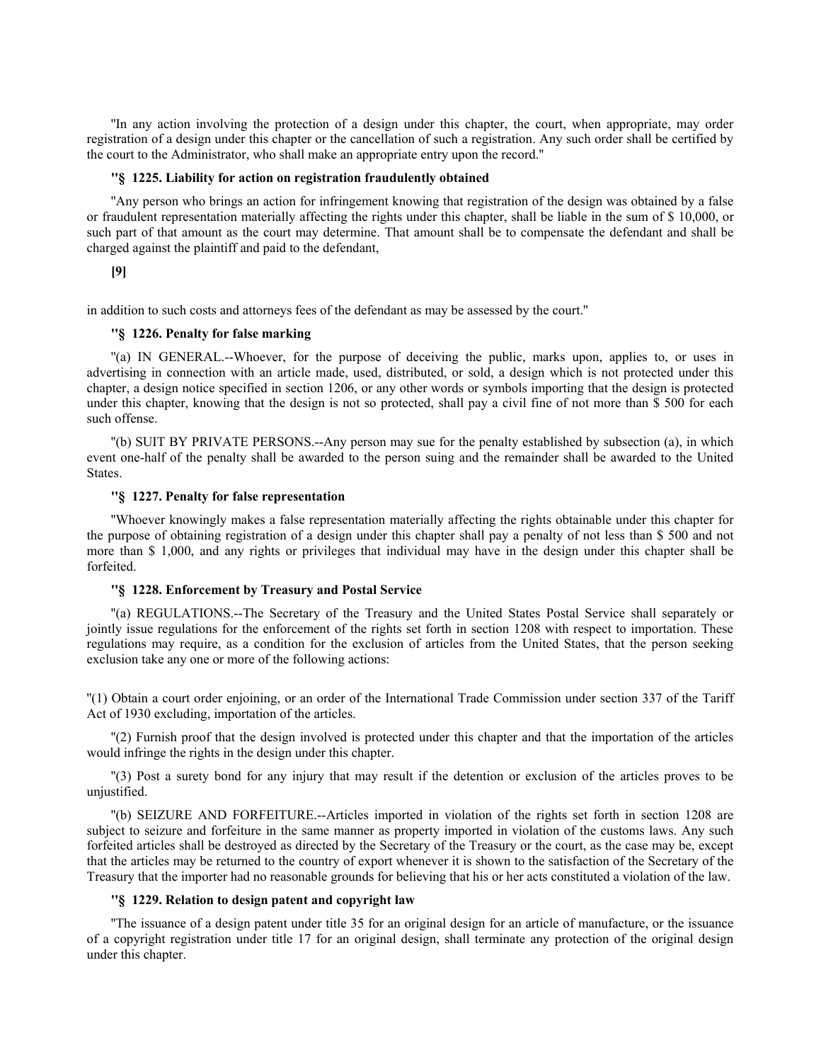"In any action involving the protection of a design under this chapter, the court, when appropriate, may order registration of a design under this chapter or the cancellation of such a registration. Any such order shall be certified by the court to the Administrator, who shall make an appropriate entry upon the record."

**"§ 1225. Liability for action on registration fraudulently obtained**

"Any person who brings an action for infringement knowing that registration of the design was obtained by a false or fraudulent representation materially affecting the rights under this chapter, shall be liable in the sum of $ 10,000, or such part of that amount as the court may determine. That amount shall be to compensate the defendant and shall be charged against the plaintiff and paid to the defendant,

**[9]**

in addition to such costs and attorneys fees of the defendant as may be assessed by the court."

**"§ 1226. Penalty for false marking**

"(a) IN GENERAL.--Whoever, for the purpose of deceiving the public, marks upon, applies to, or uses in advertising in connection with an article made, used, distributed, or sold, a design which is not protected under this chapter, a design notice specified in section 1206, or any other words or symbols importing that the design is protected under this chapter, knowing that the design is not so protected, shall pay a civil fine of not more than $ 500 for each such offense.

"(b) SUIT BY PRIVATE PERSONS.--Any person may sue for the penalty established by subsection (a), in which event one-half of the penalty shall be awarded to the person suing and the remainder shall be awarded to the United States.

**"§ 1227. Penalty for false representation**

"Whoever knowingly makes a false representation materially affecting the rights obtainable under this chapter for the purpose of obtaining registration of a design under this chapter shall pay a penalty of not less than $ 500 and not more than $ 1,000, and any rights or privileges that individual may have in the design under this chapter shall be forfeited.

**"§ 1228. Enforcement by Treasury and Postal Service**

"(a) REGULATIONS.--The Secretary of the Treasury and the United States Postal Service shall separately or jointly issue regulations for the enforcement of the rights set forth in section 1208 with respect to importation. These regulations may require, as a condition for the exclusion of articles from the United States, that the person seeking exclusion take any one or more of the following actions:

"(1) Obtain a court order enjoining, or an order of the International Trade Commission under section 337 of the Tariff Act of 1930 excluding, importation of the articles.

"(2) Furnish proof that the design involved is protected under this chapter and that the importation of the articles would infringe the rights in the design under this chapter.

"(3) Post a surety bond for any injury that may result if the detention or exclusion of the articles proves to be unjustified.

"(b) SEIZURE AND FORFEITURE.--Articles imported in violation of the rights set forth in section 1208 are subject to seizure and forfeiture in the same manner as property imported in violation of the customs laws. Any such forfeited articles shall be destroyed as directed by the Secretary of the Treasury or the court, as the case may be, except that the articles may be returned to the country of export whenever it is shown to the satisfaction of the Secretary of the Treasury that the importer had no reasonable grounds for believing that his or her acts constituted a violation of the law.

**"§ 1229. Relation to design patent and copyright law**

"The issuance of a design patent under title 35 for an original design for an article of manufacture, or the issuance of a copyright registration under title 17 for an original design, shall terminate any protection of the original design under this chapter.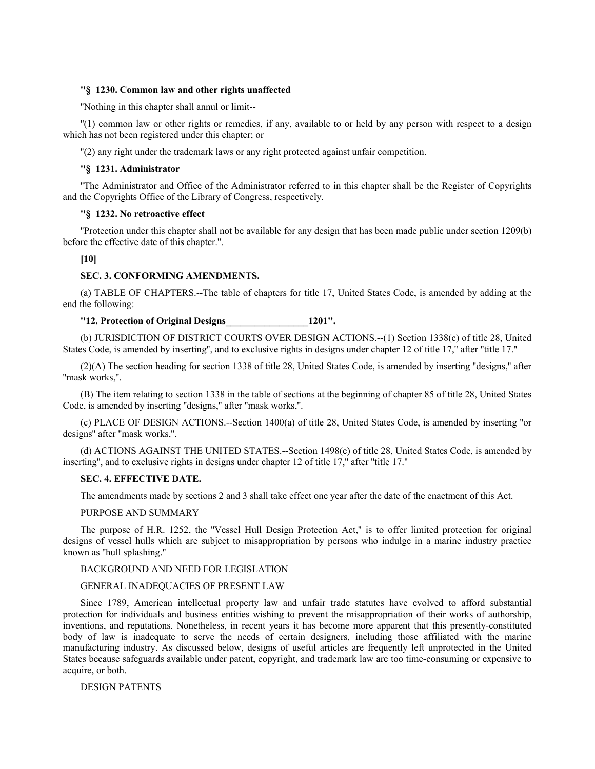**"§ 1230. Common law and other rights unaffected**

"Nothing in this chapter shall annul or limit--

"(1) common law or other rights or remedies, if any, available to or held by any person with respect to a design which has not been registered under this chapter; or

"(2) any right under the trademark laws or any right protected against unfair competition.

**"§ 1231. Administrator**

"The Administrator and Office of the Administrator referred to in this chapter shall be the Register of Copyrights and the Copyrights Office of the Library of Congress, respectively.

**"§ 1232. No retroactive effect**

"Protection under this chapter shall not be available for any design that has been made public under section 1209(b) before the effective date of this chapter.".

**[10]**

**SEC. 3. CONFORMING AMENDMENTS.**

(a) TABLE OF CHAPTERS.--The table of chapters for title 17, United States Code, is amended by adding at the end the following:

**"12. Protection of Original Designs_________________1201".**

(b) JURISDICTION OF DISTRICT COURTS OVER DESIGN ACTIONS.--(1) Section 1338(c) of title 28, United States Code, is amended by inserting", and to exclusive rights in designs under chapter 12 of title 17," after "title 17."

(2)(A) The section heading for section 1338 of title 28, United States Code, is amended by inserting "designs," after "mask works,".

(B) The item relating to section 1338 in the table of sections at the beginning of chapter 85 of title 28, United States Code, is amended by inserting "designs," after "mask works,".

(c) PLACE OF DESIGN ACTIONS.--Section 1400(a) of title 28, United States Code, is amended by inserting "or designs" after "mask works,".

(d) ACTIONS AGAINST THE UNITED STATES.--Section 1498(e) of title 28, United States Code, is amended by inserting", and to exclusive rights in designs under chapter 12 of title 17," after "title 17."

**SEC. 4. EFFECTIVE DATE.**

The amendments made by sections 2 and 3 shall take effect one year after the date of the enactment of this Act.

PURPOSE AND SUMMARY

The purpose of H.R. 1252, the "Vessel Hull Design Protection Act," is to offer limited protection for original designs of vessel hulls which are subject to misappropriation by persons who indulge in a marine industry practice known as "hull splashing."

BACKGROUND AND NEED FOR LEGISLATION

GENERAL INADEQUACIES OF PRESENT LAW

Since 1789, American intellectual property law and unfair trade statutes have evolved to afford substantial protection for individuals and business entities wishing to prevent the misappropriation of their works of authorship, inventions, and reputations. Nonetheless, in recent years it has become more apparent that this presently-constituted body of law is inadequate to serve the needs of certain designers, including those affiliated with the marine manufacturing industry. As discussed below, designs of useful articles are frequently left unprotected in the United States because safeguards available under patent, copyright, and trademark law are too time-consuming or expensive to acquire, or both.

DESIGN PATENTS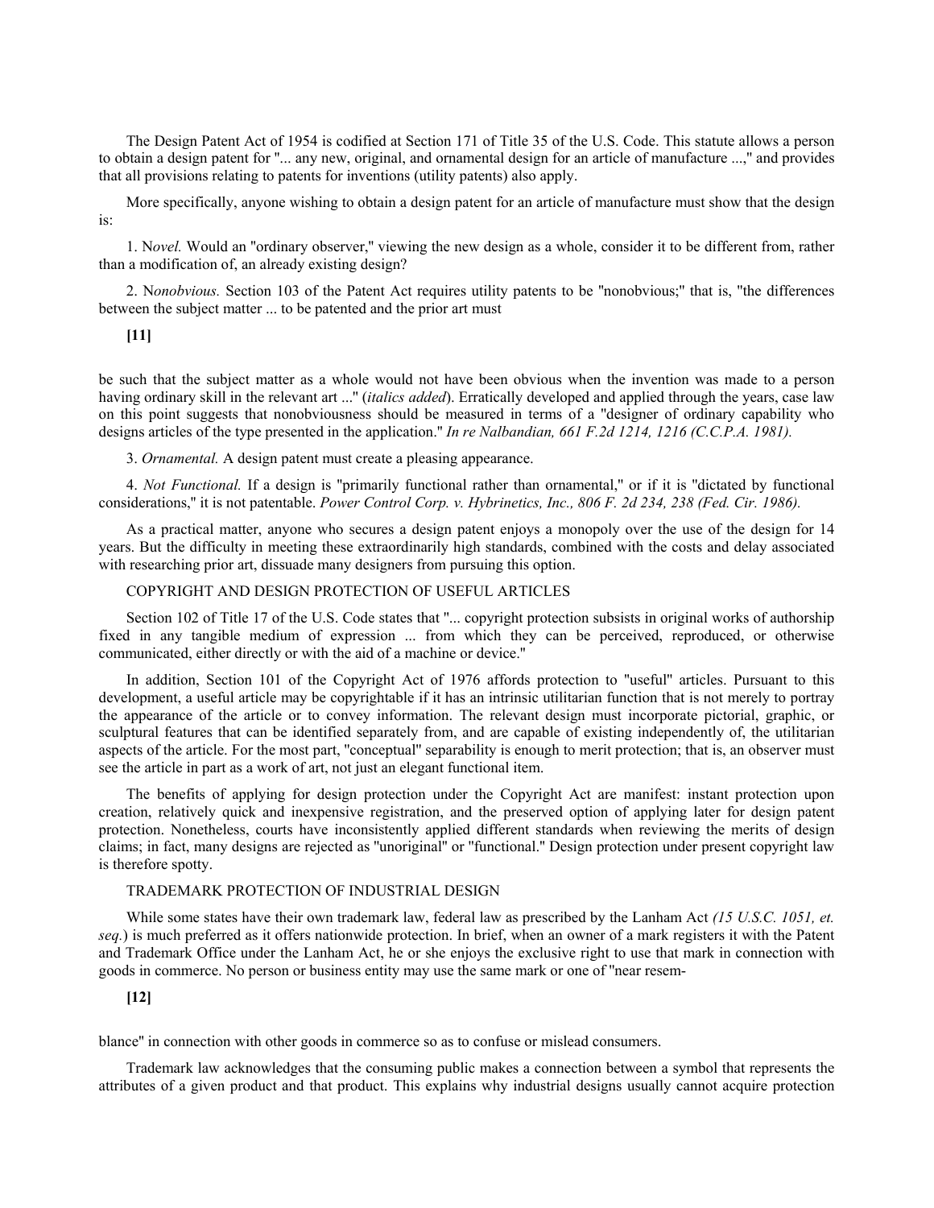The Design Patent Act of 1954 is codified at Section 171 of Title 35 of the U.S. Code. This statute allows a person to obtain a design patent for "... any new, original, and ornamental design for an article of manufacture ...," and provides that all provisions relating to patents for inventions (utility patents) also apply.

More specifically, anyone wishing to obtain a design patent for an article of manufacture must show that the design is:

1. N*ovel.* Would an "ordinary observer," viewing the new design as a whole, consider it to be different from, rather than a modification of, an already existing design?

2. N*onobvious.* Section 103 of the Patent Act requires utility patents to be "nonobvious;" that is, "the differences between the subject matter ... to be patented and the prior art must

**[11]**

be such that the subject matter as a whole would not have been obvious when the invention was made to a person having ordinary skill in the relevant art ..." (*italics added*). Erratically developed and applied through the years, case law on this point suggests that nonobviousness should be measured in terms of a "designer of ordinary capability who designs articles of the type presented in the application." *In re Nalbandian, 661 F.2d 1214, 1216 (C.C.P.A. 1981).*

3. *Ornamental.* A design patent must create a pleasing appearance.

4. *Not Functional.* If a design is "primarily functional rather than ornamental," or if it is "dictated by functional considerations," it is not patentable. *Power Control Corp. v. Hybrinetics, Inc., 806 F. 2d 234, 238 (Fed. Cir. 1986).*

As a practical matter, anyone who secures a design patent enjoys a monopoly over the use of the design for 14 years. But the difficulty in meeting these extraordinarily high standards, combined with the costs and delay associated with researching prior art, dissuade many designers from pursuing this option.

COPYRIGHT AND DESIGN PROTECTION OF USEFUL ARTICLES

Section 102 of Title 17 of the U.S. Code states that "... copyright protection subsists in original works of authorship fixed in any tangible medium of expression ... from which they can be perceived, reproduced, or otherwise communicated, either directly or with the aid of a machine or device."

In addition, Section 101 of the Copyright Act of 1976 affords protection to "useful" articles. Pursuant to this development, a useful article may be copyrightable if it has an intrinsic utilitarian function that is not merely to portray the appearance of the article or to convey information. The relevant design must incorporate pictorial, graphic, or sculptural features that can be identified separately from, and are capable of existing independently of, the utilitarian aspects of the article. For the most part, "conceptual" separability is enough to merit protection; that is, an observer must see the article in part as a work of art, not just an elegant functional item.

The benefits of applying for design protection under the Copyright Act are manifest: instant protection upon creation, relatively quick and inexpensive registration, and the preserved option of applying later for design patent protection. Nonetheless, courts have inconsistently applied different standards when reviewing the merits of design claims; in fact, many designs are rejected as "unoriginal" or "functional." Design protection under present copyright law is therefore spotty.

TRADEMARK PROTECTION OF INDUSTRIAL DESIGN

While some states have their own trademark law, federal law as prescribed by the Lanham Act *(15 U.S.C. 1051, et. seq.*) is much preferred as it offers nationwide protection. In brief, when an owner of a mark registers it with the Patent and Trademark Office under the Lanham Act, he or she enjoys the exclusive right to use that mark in connection with goods in commerce. No person or business entity may use the same mark or one of "near resem-

**[12]**

blance" in connection with other goods in commerce so as to confuse or mislead consumers.

Trademark law acknowledges that the consuming public makes a connection between a symbol that represents the attributes of a given product and that product. This explains why industrial designs usually cannot acquire protection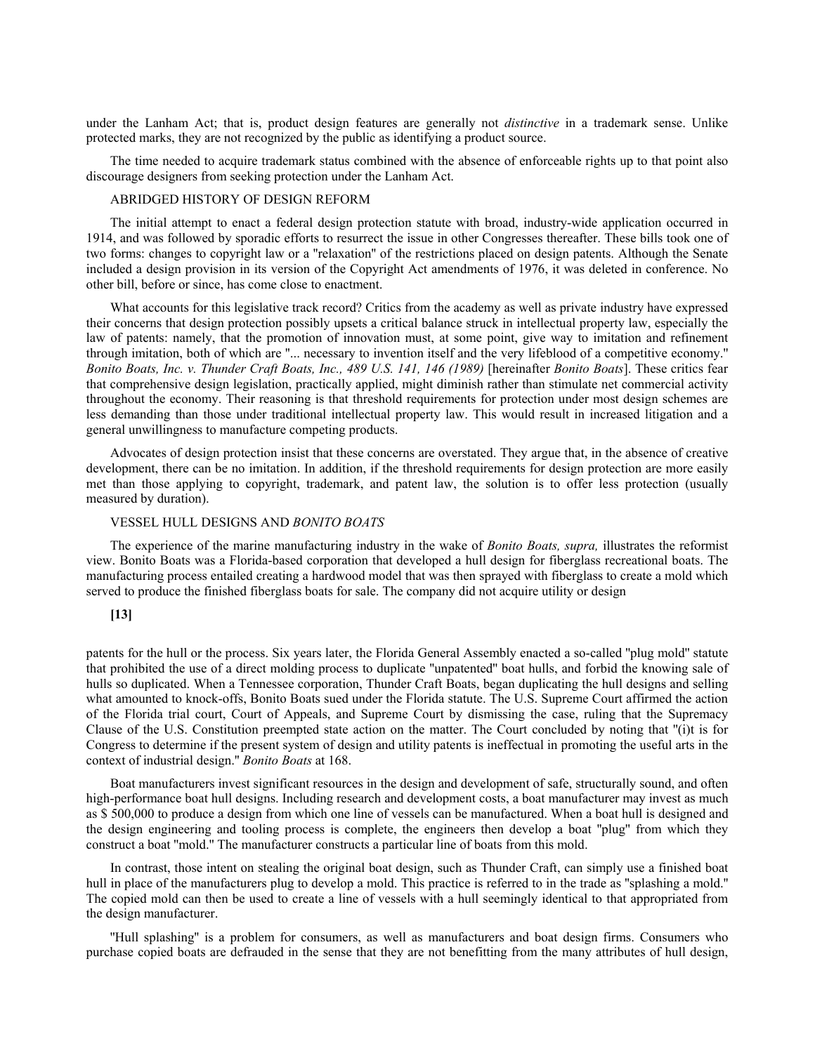under the Lanham Act; that is, product design features are generally not *distinctive* in a trademark sense. Unlike protected marks, they are not recognized by the public as identifying a product source.

The time needed to acquire trademark status combined with the absence of enforceable rights up to that point also discourage designers from seeking protection under the Lanham Act.

## ABRIDGED HISTORY OF DESIGN REFORM

The initial attempt to enact a federal design protection statute with broad, industry-wide application occurred in 1914, and was followed by sporadic efforts to resurrect the issue in other Congresses thereafter. These bills took one of two forms: changes to copyright law or a "relaxation" of the restrictions placed on design patents. Although the Senate included a design provision in its version of the Copyright Act amendments of 1976, it was deleted in conference. No other bill, before or since, has come close to enactment.

What accounts for this legislative track record? Critics from the academy as well as private industry have expressed their concerns that design protection possibly upsets a critical balance struck in intellectual property law, especially the law of patents: namely, that the promotion of innovation must, at some point, give way to imitation and refinement through imitation, both of which are "... necessary to invention itself and the very lifeblood of a competitive economy." *Bonito Boats, Inc. v. Thunder Craft Boats, Inc., 489 U.S. 141, 146 (1989)* [hereinafter *Bonito Boats*]. These critics fear that comprehensive design legislation, practically applied, might diminish rather than stimulate net commercial activity throughout the economy. Their reasoning is that threshold requirements for protection under most design schemes are less demanding than those under traditional intellectual property law. This would result in increased litigation and a general unwillingness to manufacture competing products.

Advocates of design protection insist that these concerns are overstated. They argue that, in the absence of creative development, there can be no imitation. In addition, if the threshold requirements for design protection are more easily met than those applying to copyright, trademark, and patent law, the solution is to offer less protection (usually measured by duration).

## VESSEL HULL DESIGNS AND *BONITO BOATS*

The experience of the marine manufacturing industry in the wake of *Bonito Boats, supra,* illustrates the reformist view. Bonito Boats was a Florida-based corporation that developed a hull design for fiberglass recreational boats. The manufacturing process entailed creating a hardwood model that was then sprayed with fiberglass to create a mold which served to produce the finished fiberglass boats for sale. The company did not acquire utility or design

**[13]**

patents for the hull or the process. Six years later, the Florida General Assembly enacted a so-called "plug mold" statute that prohibited the use of a direct molding process to duplicate "unpatented" boat hulls, and forbid the knowing sale of hulls so duplicated. When a Tennessee corporation, Thunder Craft Boats, began duplicating the hull designs and selling what amounted to knock-offs, Bonito Boats sued under the Florida statute. The U.S. Supreme Court affirmed the action of the Florida trial court, Court of Appeals, and Supreme Court by dismissing the case, ruling that the Supremacy Clause of the U.S. Constitution preempted state action on the matter. The Court concluded by noting that "(i)t is for Congress to determine if the present system of design and utility patents is ineffectual in promoting the useful arts in the context of industrial design." *Bonito Boats* at 168.

Boat manufacturers invest significant resources in the design and development of safe, structurally sound, and often high-performance boat hull designs. Including research and development costs, a boat manufacturer may invest as much as $ 500,000 to produce a design from which one line of vessels can be manufactured. When a boat hull is designed and the design engineering and tooling process is complete, the engineers then develop a boat "plug" from which they construct a boat "mold." The manufacturer constructs a particular line of boats from this mold.

In contrast, those intent on stealing the original boat design, such as Thunder Craft, can simply use a finished boat hull in place of the manufacturers plug to develop a mold. This practice is referred to in the trade as "splashing a mold." The copied mold can then be used to create a line of vessels with a hull seemingly identical to that appropriated from the design manufacturer.

"Hull splashing" is a problem for consumers, as well as manufacturers and boat design firms. Consumers who purchase copied boats are defrauded in the sense that they are not benefitting from the many attributes of hull design,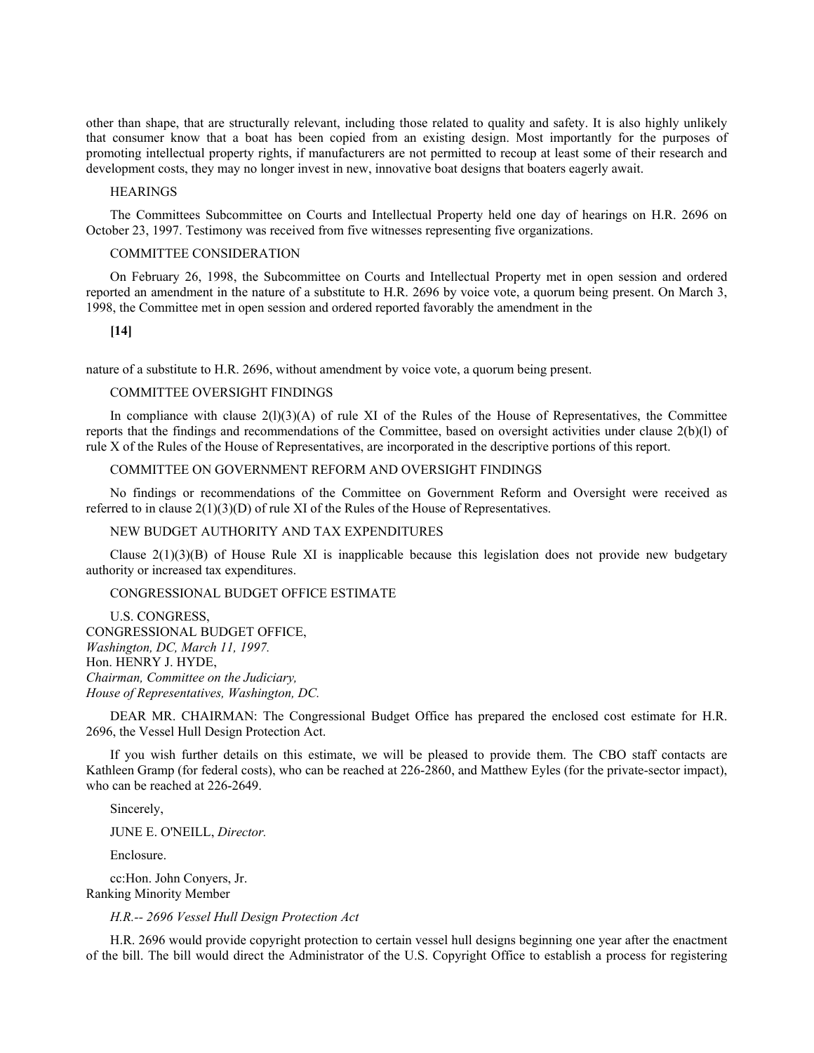other than shape, that are structurally relevant, including those related to quality and safety. It is also highly unlikely that consumer know that a boat has been copied from an existing design. Most importantly for the purposes of promoting intellectual property rights, if manufacturers are not permitted to recoup at least some of their research and development costs, they may no longer invest in new, innovative boat designs that boaters eagerly await.

HEARINGS

The Committees Subcommittee on Courts and Intellectual Property held one day of hearings on H.R. 2696 on October 23, 1997. Testimony was received from five witnesses representing five organizations.

COMMITTEE CONSIDERATION

On February 26, 1998, the Subcommittee on Courts and Intellectual Property met in open session and ordered reported an amendment in the nature of a substitute to H.R. 2696 by voice vote, a quorum being present. On March 3, 1998, the Committee met in open session and ordered reported favorably the amendment in the

**[14]**

nature of a substitute to H.R. 2696, without amendment by voice vote, a quorum being present.

COMMITTEE OVERSIGHT FINDINGS

In compliance with clause 2(l)(3)(A) of rule XI of the Rules of the House of Representatives, the Committee reports that the findings and recommendations of the Committee, based on oversight activities under clause 2(b)(l) of rule X of the Rules of the House of Representatives, are incorporated in the descriptive portions of this report.

COMMITTEE ON GOVERNMENT REFORM AND OVERSIGHT FINDINGS

No findings or recommendations of the Committee on Government Reform and Oversight were received as referred to in clause 2(1)(3)(D) of rule XI of the Rules of the House of Representatives.

NEW BUDGET AUTHORITY AND TAX EXPENDITURES

Clause 2(1)(3)(B) of House Rule XI is inapplicable because this legislation does not provide new budgetary authority or increased tax expenditures.

CONGRESSIONAL BUDGET OFFICE ESTIMATE

U.S. CONGRESS,
CONGRESSIONAL BUDGET OFFICE,
*Washington, DC, March 11, 1997.*
Hon. HENRY J. HYDE,
*Chairman, Committee on the Judiciary,*
*House of Representatives, Washington, DC.*

DEAR MR. CHAIRMAN: The Congressional Budget Office has prepared the enclosed cost estimate for H.R. 2696, the Vessel Hull Design Protection Act.

If you wish further details on this estimate, we will be pleased to provide them. The CBO staff contacts are Kathleen Gramp (for federal costs), who can be reached at 226-2860, and Matthew Eyles (for the private-sector impact), who can be reached at 226-2649.

Sincerely,

JUNE E. O'NEILL, *Director.*

Enclosure.

cc:Hon. John Conyers, Jr.
Ranking Minority Member

*H.R.-- 2696 Vessel Hull Design Protection Act*

H.R. 2696 would provide copyright protection to certain vessel hull designs beginning one year after the enactment of the bill. The bill would direct the Administrator of the U.S. Copyright Office to establish a process for registering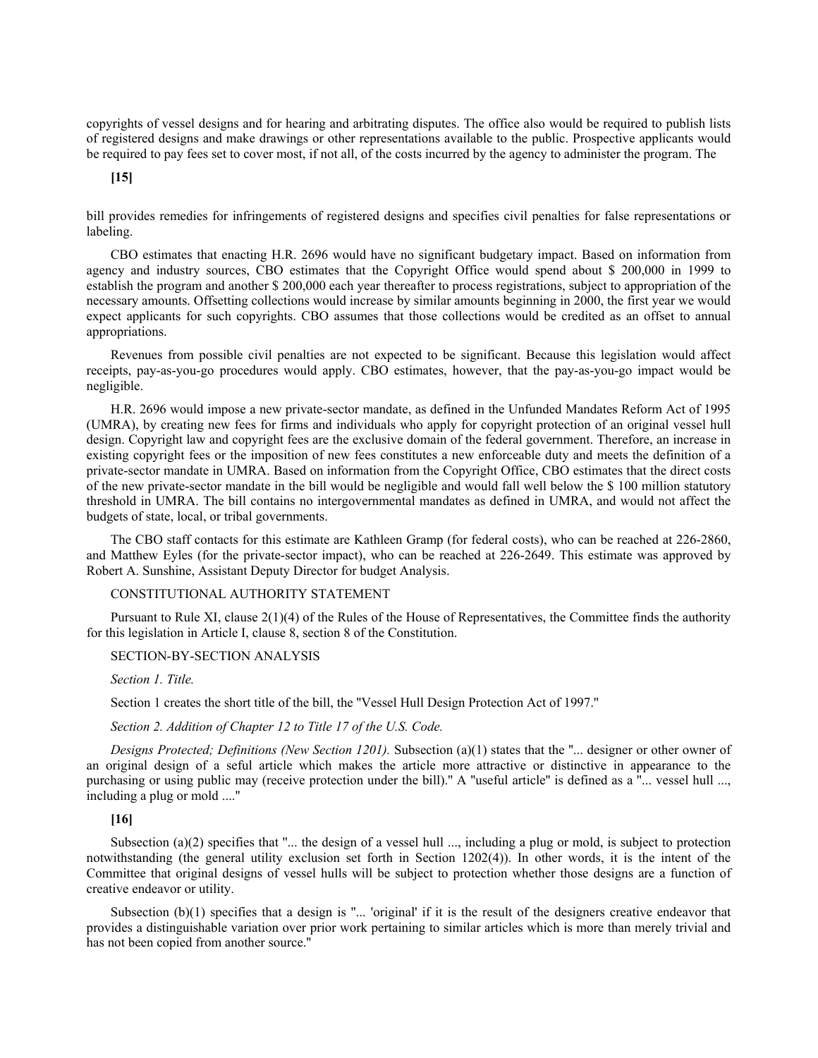copyrights of vessel designs and for hearing and arbitrating disputes. The office also would be required to publish lists of registered designs and make drawings or other representations available to the public. Prospective applicants would be required to pay fees set to cover most, if not all, of the costs incurred by the agency to administer the program. The

**[15]**

bill provides remedies for infringements of registered designs and specifies civil penalties for false representations or labeling.

CBO estimates that enacting H.R. 2696 would have no significant budgetary impact. Based on information from agency and industry sources, CBO estimates that the Copyright Office would spend about $ 200,000 in 1999 to establish the program and another $ 200,000 each year thereafter to process registrations, subject to appropriation of the necessary amounts. Offsetting collections would increase by similar amounts beginning in 2000, the first year we would expect applicants for such copyrights. CBO assumes that those collections would be credited as an offset to annual appropriations.

Revenues from possible civil penalties are not expected to be significant. Because this legislation would affect receipts, pay-as-you-go procedures would apply. CBO estimates, however, that the pay-as-you-go impact would be negligible.

H.R. 2696 would impose a new private-sector mandate, as defined in the Unfunded Mandates Reform Act of 1995 (UMRA), by creating new fees for firms and individuals who apply for copyright protection of an original vessel hull design. Copyright law and copyright fees are the exclusive domain of the federal government. Therefore, an increase in existing copyright fees or the imposition of new fees constitutes a new enforceable duty and meets the definition of a private-sector mandate in UMRA. Based on information from the Copyright Office, CBO estimates that the direct costs of the new private-sector mandate in the bill would be negligible and would fall well below the $ 100 million statutory threshold in UMRA. The bill contains no intergovernmental mandates as defined in UMRA, and would not affect the budgets of state, local, or tribal governments.

The CBO staff contacts for this estimate are Kathleen Gramp (for federal costs), who can be reached at 226-2860, and Matthew Eyles (for the private-sector impact), who can be reached at 226-2649. This estimate was approved by Robert A. Sunshine, Assistant Deputy Director for budget Analysis.

CONSTITUTIONAL AUTHORITY STATEMENT

Pursuant to Rule XI, clause 2(1)(4) of the Rules of the House of Representatives, the Committee finds the authority for this legislation in Article I, clause 8, section 8 of the Constitution.

SECTION-BY-SECTION ANALYSIS

*Section 1. Title.*

Section 1 creates the short title of the bill, the "Vessel Hull Design Protection Act of 1997."

*Section 2. Addition of Chapter 12 to Title 17 of the U.S. Code.*

*Designs Protected; Definitions (New Section 1201).* Subsection (a)(1) states that the "... designer or other owner of an original design of a seful article which makes the article more attractive or distinctive in appearance to the purchasing or using public may (receive protection under the bill)." A "useful article" is defined as a "... vessel hull ..., including a plug or mold ...."

**[16]**

Subsection (a)(2) specifies that "... the design of a vessel hull ..., including a plug or mold, is subject to protection notwithstanding (the general utility exclusion set forth in Section 1202(4)). In other words, it is the intent of the Committee that original designs of vessel hulls will be subject to protection whether those designs are a function of creative endeavor or utility.

Subsection (b)(1) specifies that a design is "... 'original' if it is the result of the designers creative endeavor that provides a distinguishable variation over prior work pertaining to similar articles which is more than merely trivial and has not been copied from another source."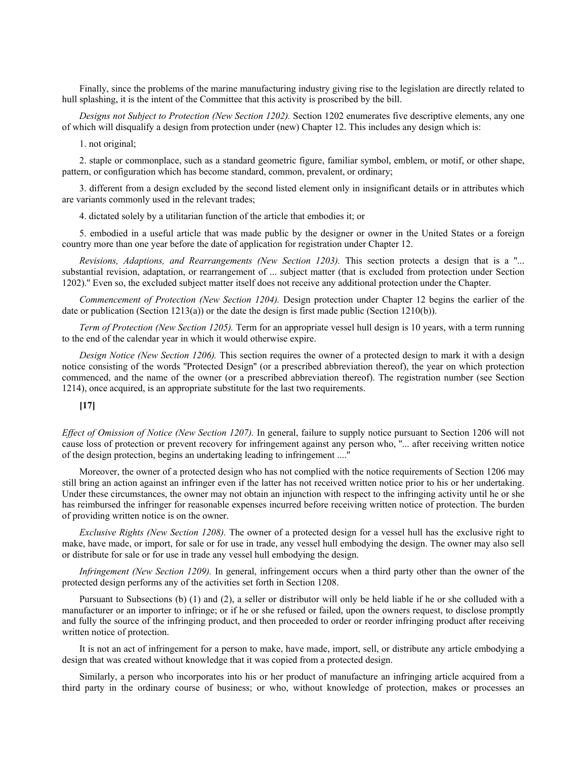Finally, since the problems of the marine manufacturing industry giving rise to the legislation are directly related to hull splashing, it is the intent of the Committee that this activity is proscribed by the bill.

*Designs not Subject to Protection (New Section 1202).* Section 1202 enumerates five descriptive elements, any one of which will disqualify a design from protection under (new) Chapter 12. This includes any design which is:

1. not original;

2. staple or commonplace, such as a standard geometric figure, familiar symbol, emblem, or motif, or other shape, pattern, or configuration which has become standard, common, prevalent, or ordinary;

3. different from a design excluded by the second listed element only in insignificant details or in attributes which are variants commonly used in the relevant trades;

4. dictated solely by a utilitarian function of the article that embodies it; or

5. embodied in a useful article that was made public by the designer or owner in the United States or a foreign country more than one year before the date of application for registration under Chapter 12.

*Revisions, Adaptions, and Rearrangements (New Section 1203).* This section protects a design that is a "... substantial revision, adaptation, or rearrangement of ... subject matter (that is excluded from protection under Section 1202)." Even so, the excluded subject matter itself does not receive any additional protection under the Chapter.

*Commencement of Protection (New Section 1204).* Design protection under Chapter 12 begins the earlier of the date or publication (Section 1213(a)) or the date the design is first made public (Section 1210(b)).

*Term of Protection (New Section 1205).* Term for an appropriate vessel hull design is 10 years, with a term running to the end of the calendar year in which it would otherwise expire.

*Design Notice (New Section 1206).* This section requires the owner of a protected design to mark it with a design notice consisting of the words "Protected Design" (or a prescribed abbreviation thereof), the year on which protection commenced, and the name of the owner (or a prescribed abbreviation thereof). The registration number (see Section 1214), once acquired, is an appropriate substitute for the last two requirements.

**[17]**

*Effect of Omission of Notice (New Section 1207).* In general, failure to supply notice pursuant to Section 1206 will not cause loss of protection or prevent recovery for infringement against any person who, "... after receiving written notice of the design protection, begins an undertaking leading to infringement ...."

Moreover, the owner of a protected design who has not complied with the notice requirements of Section 1206 may still bring an action against an infringer even if the latter has not received written notice prior to his or her undertaking. Under these circumstances, the owner may not obtain an injunction with respect to the infringing activity until he or she has reimbursed the infringer for reasonable expenses incurred before receiving written notice of protection. The burden of providing written notice is on the owner.

*Exclusive Rights (New Section 1208).* The owner of a protected design for a vessel hull has the exclusive right to make, have made, or import, for sale or for use in trade, any vessel hull embodying the design. The owner may also sell or distribute for sale or for use in trade any vessel hull embodying the design.

*Infringement (New Section 1209).* In general, infringement occurs when a third party other than the owner of the protected design performs any of the activities set forth in Section 1208.

Pursuant to Subsections (b) (1) and (2), a seller or distributor will only be held liable if he or she colluded with a manufacturer or an importer to infringe; or if he or she refused or failed, upon the owners request, to disclose promptly and fully the source of the infringing product, and then proceeded to order or reorder infringing product after receiving written notice of protection.

It is not an act of infringement for a person to make, have made, import, sell, or distribute any article embodying a design that was created without knowledge that it was copied from a protected design.

Similarly, a person who incorporates into his or her product of manufacture an infringing article acquired from a third party in the ordinary course of business; or who, without knowledge of protection, makes or processes an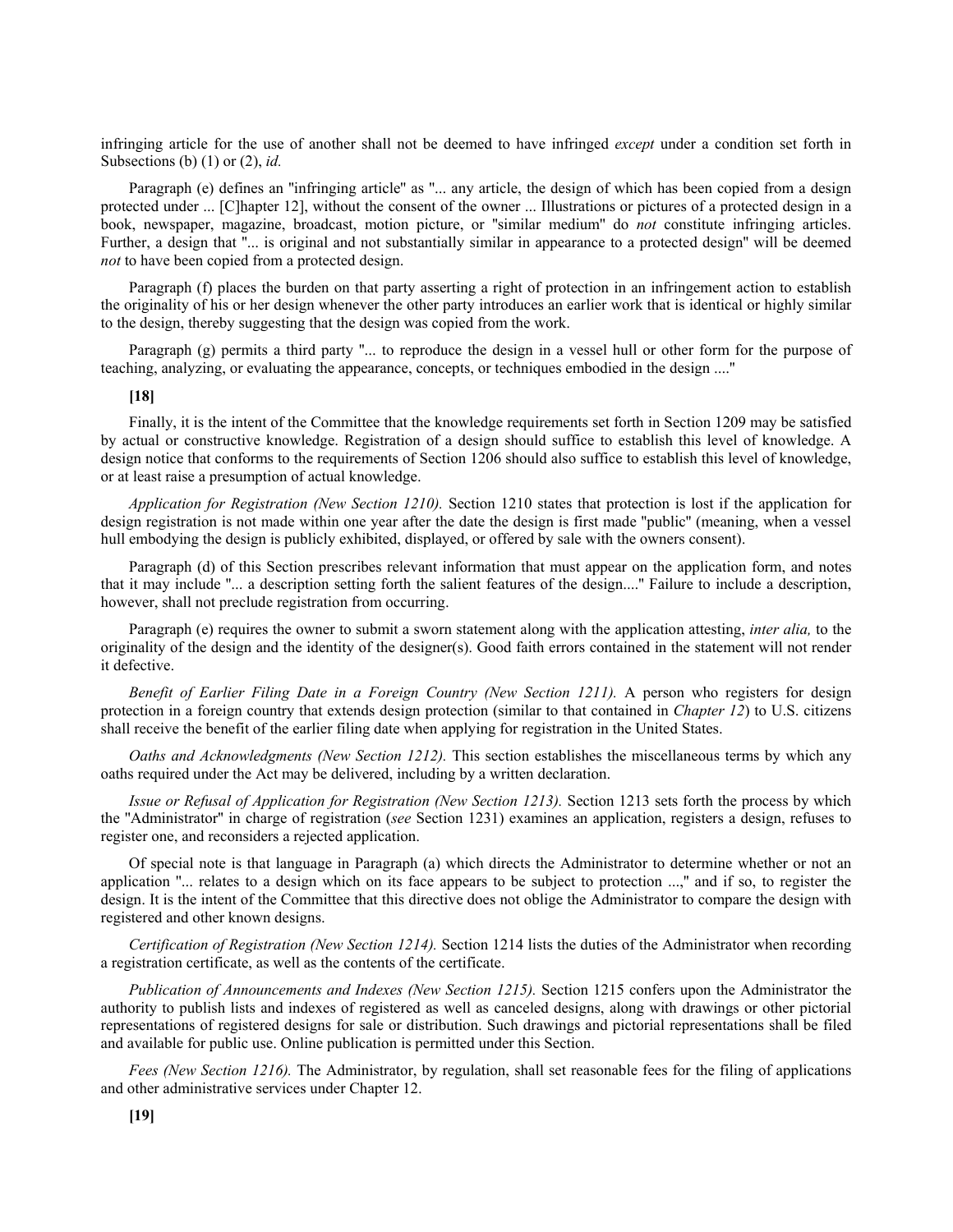infringing article for the use of another shall not be deemed to have infringed *except* under a condition set forth in Subsections (b) (1) or (2), *id.*

Paragraph (e) defines an "infringing article" as "... any article, the design of which has been copied from a design protected under ... [C]hapter 12], without the consent of the owner ... Illustrations or pictures of a protected design in a book, newspaper, magazine, broadcast, motion picture, or "similar medium" do *not* constitute infringing articles. Further, a design that "... is original and not substantially similar in appearance to a protected design" will be deemed *not* to have been copied from a protected design.

Paragraph (f) places the burden on that party asserting a right of protection in an infringement action to establish the originality of his or her design whenever the other party introduces an earlier work that is identical or highly similar to the design, thereby suggesting that the design was copied from the work.

Paragraph (g) permits a third party "... to reproduce the design in a vessel hull or other form for the purpose of teaching, analyzing, or evaluating the appearance, concepts, or techniques embodied in the design ...."

**[18]**

Finally, it is the intent of the Committee that the knowledge requirements set forth in Section 1209 may be satisfied by actual or constructive knowledge. Registration of a design should suffice to establish this level of knowledge. A design notice that conforms to the requirements of Section 1206 should also suffice to establish this level of knowledge, or at least raise a presumption of actual knowledge.

*Application for Registration (New Section 1210).* Section 1210 states that protection is lost if the application for design registration is not made within one year after the date the design is first made "public" (meaning, when a vessel hull embodying the design is publicly exhibited, displayed, or offered by sale with the owners consent).

Paragraph (d) of this Section prescribes relevant information that must appear on the application form, and notes that it may include "... a description setting forth the salient features of the design...." Failure to include a description, however, shall not preclude registration from occurring.

Paragraph (e) requires the owner to submit a sworn statement along with the application attesting, *inter alia,* to the originality of the design and the identity of the designer(s). Good faith errors contained in the statement will not render it defective.

*Benefit of Earlier Filing Date in a Foreign Country (New Section 1211).* A person who registers for design protection in a foreign country that extends design protection (similar to that contained in *Chapter 12*) to U.S. citizens shall receive the benefit of the earlier filing date when applying for registration in the United States.

*Oaths and Acknowledgments (New Section 1212).* This section establishes the miscellaneous terms by which any oaths required under the Act may be delivered, including by a written declaration.

*Issue or Refusal of Application for Registration (New Section 1213).* Section 1213 sets forth the process by which the "Administrator" in charge of registration (*see* Section 1231) examines an application, registers a design, refuses to register one, and reconsiders a rejected application.

Of special note is that language in Paragraph (a) which directs the Administrator to determine whether or not an application "... relates to a design which on its face appears to be subject to protection ...," and if so, to register the design. It is the intent of the Committee that this directive does not oblige the Administrator to compare the design with registered and other known designs.

*Certification of Registration (New Section 1214).* Section 1214 lists the duties of the Administrator when recording a registration certificate, as well as the contents of the certificate.

*Publication of Announcements and Indexes (New Section 1215).* Section 1215 confers upon the Administrator the authority to publish lists and indexes of registered as well as canceled designs, along with drawings or other pictorial representations of registered designs for sale or distribution. Such drawings and pictorial representations shall be filed and available for public use. Online publication is permitted under this Section.

*Fees (New Section 1216).* The Administrator, by regulation, shall set reasonable fees for the filing of applications and other administrative services under Chapter 12.

**[19]**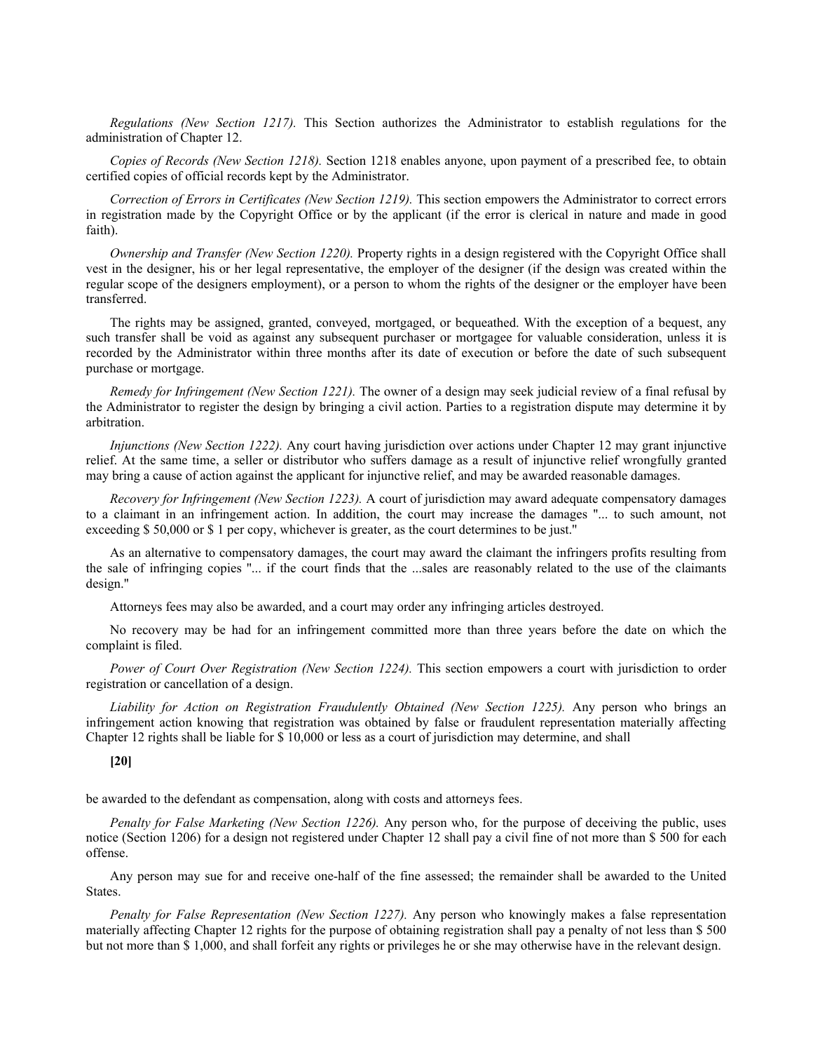*Regulations (New Section 1217).* This Section authorizes the Administrator to establish regulations for the administration of Chapter 12.

*Copies of Records (New Section 1218).* Section 1218 enables anyone, upon payment of a prescribed fee, to obtain certified copies of official records kept by the Administrator.

*Correction of Errors in Certificates (New Section 1219).* This section empowers the Administrator to correct errors in registration made by the Copyright Office or by the applicant (if the error is clerical in nature and made in good faith).

*Ownership and Transfer (New Section 1220).* Property rights in a design registered with the Copyright Office shall vest in the designer, his or her legal representative, the employer of the designer (if the design was created within the regular scope of the designers employment), or a person to whom the rights of the designer or the employer have been transferred.

The rights may be assigned, granted, conveyed, mortgaged, or bequeathed. With the exception of a bequest, any such transfer shall be void as against any subsequent purchaser or mortgagee for valuable consideration, unless it is recorded by the Administrator within three months after its date of execution or before the date of such subsequent purchase or mortgage.

*Remedy for Infringement (New Section 1221).* The owner of a design may seek judicial review of a final refusal by the Administrator to register the design by bringing a civil action. Parties to a registration dispute may determine it by arbitration.

*Injunctions (New Section 1222).* Any court having jurisdiction over actions under Chapter 12 may grant injunctive relief. At the same time, a seller or distributor who suffers damage as a result of injunctive relief wrongfully granted may bring a cause of action against the applicant for injunctive relief, and may be awarded reasonable damages.

*Recovery for Infringement (New Section 1223).* A court of jurisdiction may award adequate compensatory damages to a claimant in an infringement action. In addition, the court may increase the damages "... to such amount, not exceeding $ 50,000 or $ 1 per copy, whichever is greater, as the court determines to be just."

As an alternative to compensatory damages, the court may award the claimant the infringers profits resulting from the sale of infringing copies "... if the court finds that the ...sales are reasonably related to the use of the claimants design."

Attorneys fees may also be awarded, and a court may order any infringing articles destroyed.

No recovery may be had for an infringement committed more than three years before the date on which the complaint is filed.

*Power of Court Over Registration (New Section 1224).* This section empowers a court with jurisdiction to order registration or cancellation of a design.

*Liability for Action on Registration Fraudulently Obtained (New Section 1225).* Any person who brings an infringement action knowing that registration was obtained by false or fraudulent representation materially affecting Chapter 12 rights shall be liable for $ 10,000 or less as a court of jurisdiction may determine, and shall

**[20]**

be awarded to the defendant as compensation, along with costs and attorneys fees.

*Penalty for False Marketing (New Section 1226).* Any person who, for the purpose of deceiving the public, uses notice (Section 1206) for a design not registered under Chapter 12 shall pay a civil fine of not more than $ 500 for each offense.

Any person may sue for and receive one-half of the fine assessed; the remainder shall be awarded to the United States.

*Penalty for False Representation (New Section 1227).* Any person who knowingly makes a false representation materially affecting Chapter 12 rights for the purpose of obtaining registration shall pay a penalty of not less than $ 500 but not more than $ 1,000, and shall forfeit any rights or privileges he or she may otherwise have in the relevant design.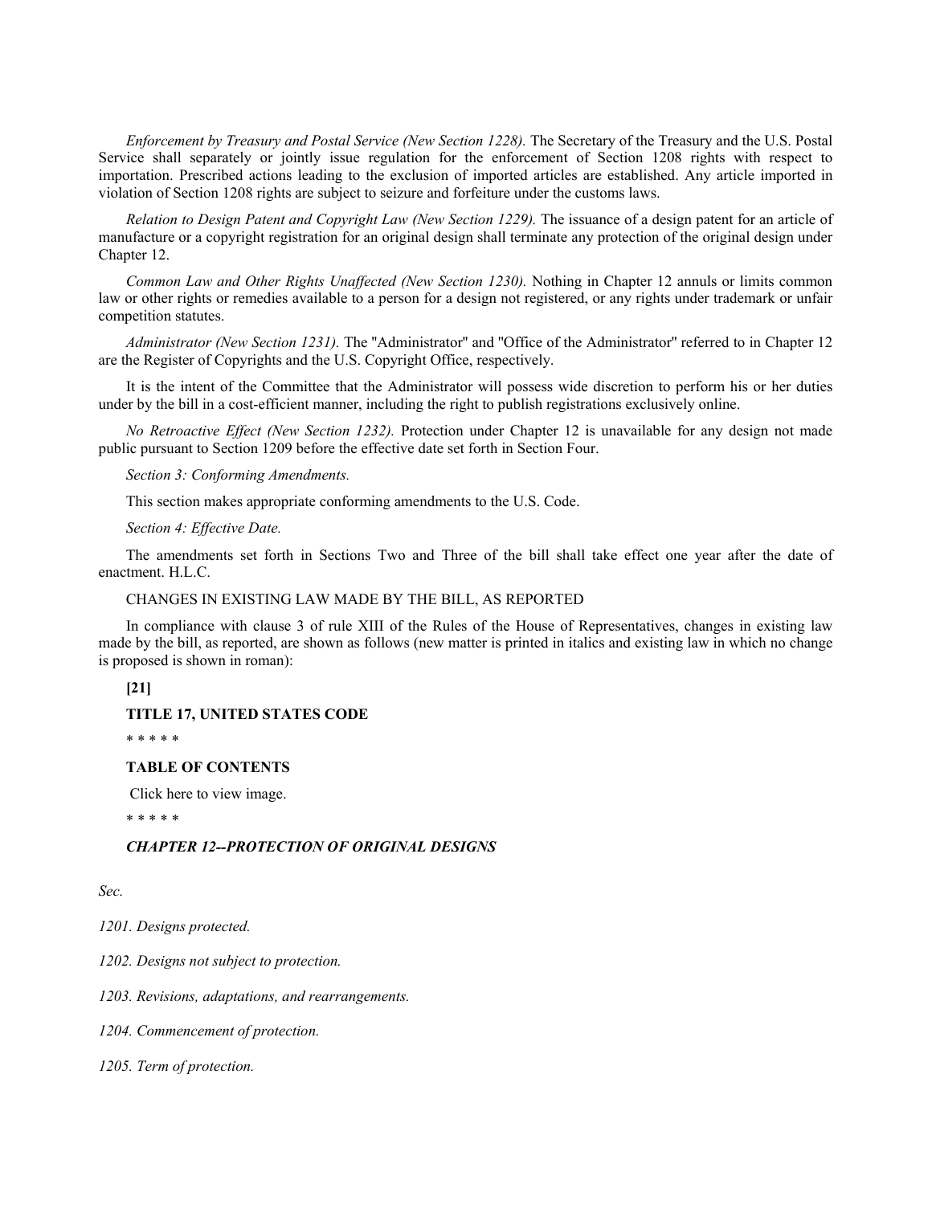*Enforcement by Treasury and Postal Service (New Section 1228).* The Secretary of the Treasury and the U.S. Postal Service shall separately or jointly issue regulation for the enforcement of Section 1208 rights with respect to importation. Prescribed actions leading to the exclusion of imported articles are established. Any article imported in violation of Section 1208 rights are subject to seizure and forfeiture under the customs laws.

*Relation to Design Patent and Copyright Law (New Section 1229).* The issuance of a design patent for an article of manufacture or a copyright registration for an original design shall terminate any protection of the original design under Chapter 12.

*Common Law and Other Rights Unaffected (New Section 1230).* Nothing in Chapter 12 annuls or limits common law or other rights or remedies available to a person for a design not registered, or any rights under trademark or unfair competition statutes.

*Administrator (New Section 1231).* The "Administrator" and "Office of the Administrator" referred to in Chapter 12 are the Register of Copyrights and the U.S. Copyright Office, respectively.

It is the intent of the Committee that the Administrator will possess wide discretion to perform his or her duties under by the bill in a cost-efficient manner, including the right to publish registrations exclusively online.

*No Retroactive Effect (New Section 1232).* Protection under Chapter 12 is unavailable for any design not made public pursuant to Section 1209 before the effective date set forth in Section Four.

*Section 3: Conforming Amendments.*

This section makes appropriate conforming amendments to the U.S. Code.

*Section 4: Effective Date.*

The amendments set forth in Sections Two and Three of the bill shall take effect one year after the date of enactment. H.L.C.

CHANGES IN EXISTING LAW MADE BY THE BILL, AS REPORTED

In compliance with clause 3 of rule XIII of the Rules of the House of Representatives, changes in existing law made by the bill, as reported, are shown as follows (new matter is printed in italics and existing law in which no change is proposed is shown in roman):

**[21]**

**TITLE 17, UNITED STATES CODE**

* * * * *

**TABLE OF CONTENTS**

Click here to view image.

* * * * *

***CHAPTER 12--PROTECTION OF ORIGINAL DESIGNS***

*Sec.*

*1201. Designs protected.*

*1202. Designs not subject to protection.*

*1203. Revisions, adaptations, and rearrangements.*

*1204. Commencement of protection.*

*1205. Term of protection.*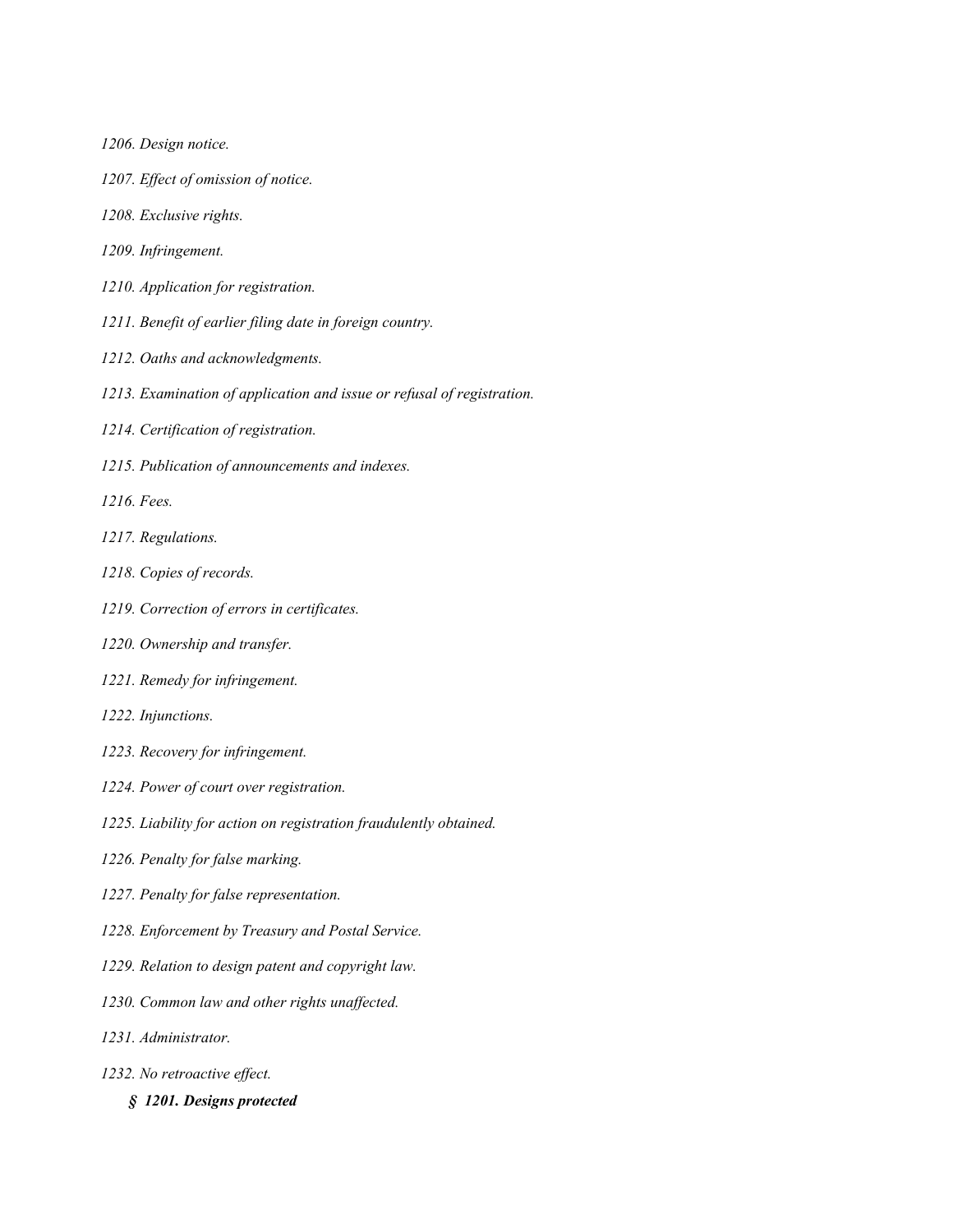*1206. Design notice.*

*1207. Effect of omission of notice.*

*1208. Exclusive rights.*

*1209. Infringement.*

*1210. Application for registration.*

*1211. Benefit of earlier filing date in foreign country.*

*1212. Oaths and acknowledgments.*

*1213. Examination of application and issue or refusal of registration.*

*1214. Certification of registration.*

*1215. Publication of announcements and indexes.*

*1216. Fees.*

*1217. Regulations.*

*1218. Copies of records.*

*1219. Correction of errors in certificates.*

*1220. Ownership and transfer.*

*1221. Remedy for infringement.*

*1222. Injunctions.*

*1223. Recovery for infringement.*

*1224. Power of court over registration.*

*1225. Liability for action on registration fraudulently obtained.*

*1226. Penalty for false marking.*

*1227. Penalty for false representation.*

*1228. Enforcement by Treasury and Postal Service.*

*1229. Relation to design patent and copyright law.*

*1230. Common law and other rights unaffected.*

*1231. Administrator.*

*1232. No retroactive effect.*

***§ 1201. Designs protected***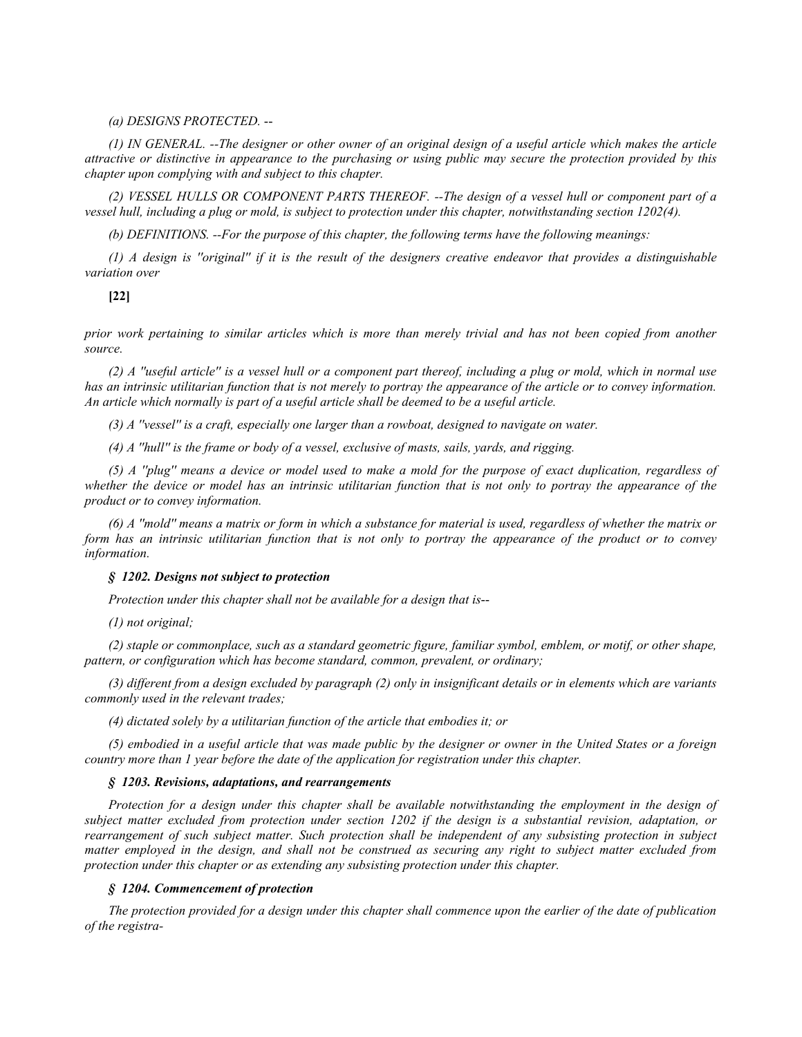*(a) DESIGNS PROTECTED. --*

*(1) IN GENERAL. --The designer or other owner of an original design of a useful article which makes the article attractive or distinctive in appearance to the purchasing or using public may secure the protection provided by this chapter upon complying with and subject to this chapter.*

*(2) VESSEL HULLS OR COMPONENT PARTS THEREOF. --The design of a vessel hull or component part of a vessel hull, including a plug or mold, is subject to protection under this chapter, notwithstanding section 1202(4).*

*(b) DEFINITIONS. --For the purpose of this chapter, the following terms have the following meanings:*

*(1) A design is "original" if it is the result of the designers creative endeavor that provides a distinguishable variation over*

**[22]**

*prior work pertaining to similar articles which is more than merely trivial and has not been copied from another source.*

*(2) A "useful article" is a vessel hull or a component part thereof, including a plug or mold, which in normal use has an intrinsic utilitarian function that is not merely to portray the appearance of the article or to convey information. An article which normally is part of a useful article shall be deemed to be a useful article.*

*(3) A "vessel" is a craft, especially one larger than a rowboat, designed to navigate on water.*

*(4) A "hull" is the frame or body of a vessel, exclusive of masts, sails, yards, and rigging.*

*(5) A "plug" means a device or model used to make a mold for the purpose of exact duplication, regardless of whether the device or model has an intrinsic utilitarian function that is not only to portray the appearance of the product or to convey information.*

*(6) A "mold" means a matrix or form in which a substance for material is used, regardless of whether the matrix or form has an intrinsic utilitarian function that is not only to portray the appearance of the product or to convey information.*

***§ 1202. Designs not subject to protection***

*Protection under this chapter shall not be available for a design that is--*

*(1) not original;*

*(2) staple or commonplace, such as a standard geometric figure, familiar symbol, emblem, or motif, or other shape, pattern, or configuration which has become standard, common, prevalent, or ordinary;*

*(3) different from a design excluded by paragraph (2) only in insignificant details or in elements which are variants commonly used in the relevant trades;*

*(4) dictated solely by a utilitarian function of the article that embodies it; or*

*(5) embodied in a useful article that was made public by the designer or owner in the United States or a foreign country more than 1 year before the date of the application for registration under this chapter.*

***§ 1203. Revisions, adaptations, and rearrangements***

*Protection for a design under this chapter shall be available notwithstanding the employment in the design of subject matter excluded from protection under section 1202 if the design is a substantial revision, adaptation, or rearrangement of such subject matter. Such protection shall be independent of any subsisting protection in subject matter employed in the design, and shall not be construed as securing any right to subject matter excluded from protection under this chapter or as extending any subsisting protection under this chapter.*

***§ 1204. Commencement of protection***

*The protection provided for a design under this chapter shall commence upon the earlier of the date of publication of the registra-*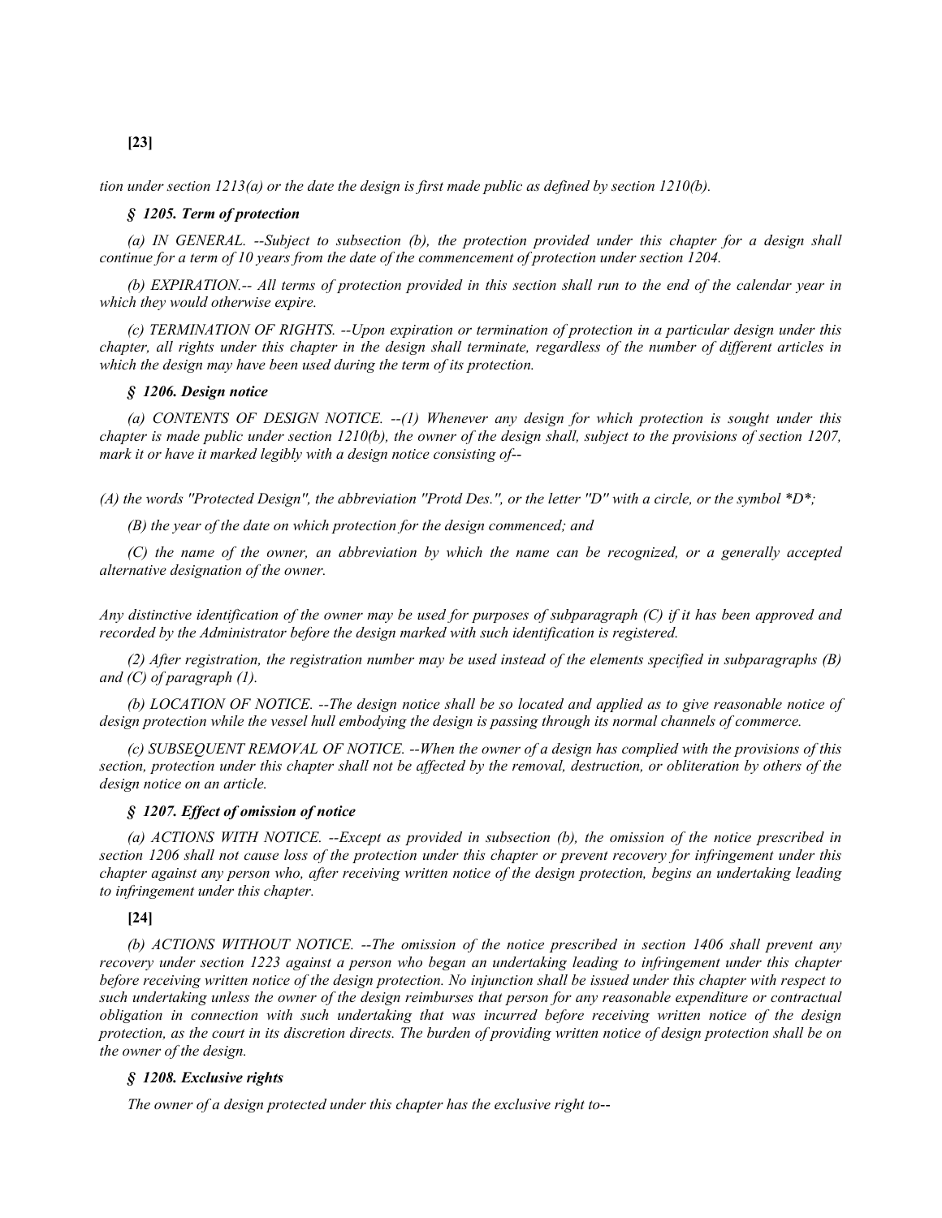**[23]**

*tion under section 1213(a) or the date the design is first made public as defined by section 1210(b).*

### *§ 1205. Term of protection*

*(a) IN GENERAL. --Subject to subsection (b), the protection provided under this chapter for a design shall continue for a term of 10 years from the date of the commencement of protection under section 1204.*

*(b) EXPIRATION.-- All terms of protection provided in this section shall run to the end of the calendar year in which they would otherwise expire.*

*(c) TERMINATION OF RIGHTS. --Upon expiration or termination of protection in a particular design under this chapter, all rights under this chapter in the design shall terminate, regardless of the number of different articles in which the design may have been used during the term of its protection.*

### *§ 1206. Design notice*

*(a) CONTENTS OF DESIGN NOTICE. --(1) Whenever any design for which protection is sought under this chapter is made public under section 1210(b), the owner of the design shall, subject to the provisions of section 1207, mark it or have it marked legibly with a design notice consisting of--*

*(A) the words "Protected Design", the abbreviation "Protd Des.", or the letter "D" with a circle, or the symbol *D*;*

*(B) the year of the date on which protection for the design commenced; and*

*(C) the name of the owner, an abbreviation by which the name can be recognized, or a generally accepted alternative designation of the owner.*

*Any distinctive identification of the owner may be used for purposes of subparagraph (C) if it has been approved and recorded by the Administrator before the design marked with such identification is registered.*

*(2) After registration, the registration number may be used instead of the elements specified in subparagraphs (B) and (C) of paragraph (1).*

*(b) LOCATION OF NOTICE. --The design notice shall be so located and applied as to give reasonable notice of design protection while the vessel hull embodying the design is passing through its normal channels of commerce.*

*(c) SUBSEQUENT REMOVAL OF NOTICE. --When the owner of a design has complied with the provisions of this section, protection under this chapter shall not be affected by the removal, destruction, or obliteration by others of the design notice on an article.*

### *§ 1207. Effect of omission of notice*

*(a) ACTIONS WITH NOTICE. --Except as provided in subsection (b), the omission of the notice prescribed in section 1206 shall not cause loss of the protection under this chapter or prevent recovery for infringement under this chapter against any person who, after receiving written notice of the design protection, begins an undertaking leading to infringement under this chapter.*

**[24]**

*(b) ACTIONS WITHOUT NOTICE. --The omission of the notice prescribed in section 1406 shall prevent any recovery under section 1223 against a person who began an undertaking leading to infringement under this chapter before receiving written notice of the design protection. No injunction shall be issued under this chapter with respect to such undertaking unless the owner of the design reimburses that person for any reasonable expenditure or contractual obligation in connection with such undertaking that was incurred before receiving written notice of the design protection, as the court in its discretion directs. The burden of providing written notice of design protection shall be on the owner of the design.*

### *§ 1208. Exclusive rights*

*The owner of a design protected under this chapter has the exclusive right to--*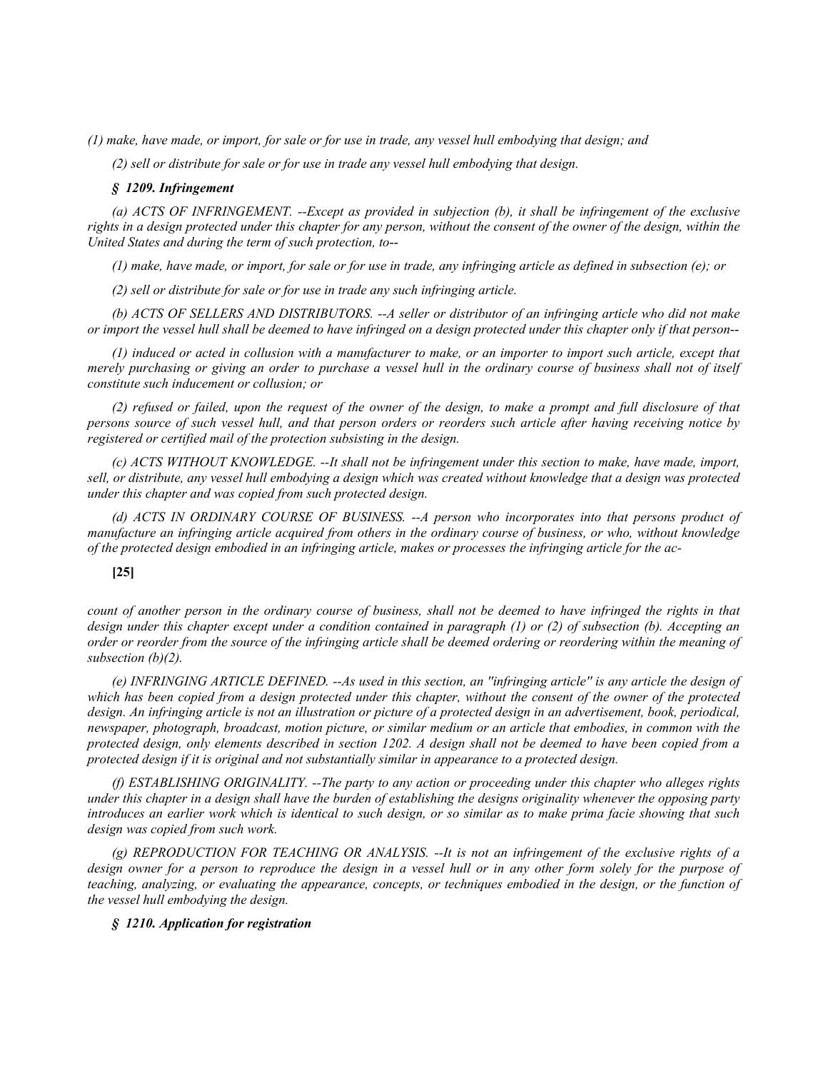*(1) make, have made, or import, for sale or for use in trade, any vessel hull embodying that design; and*

*(2) sell or distribute for sale or for use in trade any vessel hull embodying that design.*

### *§ 1209. Infringement*

*(a) ACTS OF INFRINGEMENT. --Except as provided in subjection (b), it shall be infringement of the exclusive rights in a design protected under this chapter for any person, without the consent of the owner of the design, within the United States and during the term of such protection, to--*

*(1) make, have made, or import, for sale or for use in trade, any infringing article as defined in subsection (e); or*

*(2) sell or distribute for sale or for use in trade any such infringing article.*

*(b) ACTS OF SELLERS AND DISTRIBUTORS. --A seller or distributor of an infringing article who did not make or import the vessel hull shall be deemed to have infringed on a design protected under this chapter only if that person--*

*(1) induced or acted in collusion with a manufacturer to make, or an importer to import such article, except that merely purchasing or giving an order to purchase a vessel hull in the ordinary course of business shall not of itself constitute such inducement or collusion; or*

*(2) refused or failed, upon the request of the owner of the design, to make a prompt and full disclosure of that persons source of such vessel hull, and that person orders or reorders such article after having receiving notice by registered or certified mail of the protection subsisting in the design.*

*(c) ACTS WITHOUT KNOWLEDGE. --It shall not be infringement under this section to make, have made, import, sell, or distribute, any vessel hull embodying a design which was created without knowledge that a design was protected under this chapter and was copied from such protected design.*

*(d) ACTS IN ORDINARY COURSE OF BUSINESS. --A person who incorporates into that persons product of manufacture an infringing article acquired from others in the ordinary course of business, or who, without knowledge of the protected design embodied in an infringing article, makes or processes the infringing article for the ac-*

**[25]**

*count of another person in the ordinary course of business, shall not be deemed to have infringed the rights in that design under this chapter except under a condition contained in paragraph (1) or (2) of subsection (b). Accepting an order or reorder from the source of the infringing article shall be deemed ordering or reordering within the meaning of subsection (b)(2).*

*(e) INFRINGING ARTICLE DEFINED. --As used in this section, an "infringing article" is any article the design of which has been copied from a design protected under this chapter, without the consent of the owner of the protected design. An infringing article is not an illustration or picture of a protected design in an advertisement, book, periodical, newspaper, photograph, broadcast, motion picture, or similar medium or an article that embodies, in common with the protected design, only elements described in section 1202. A design shall not be deemed to have been copied from a protected design if it is original and not substantially similar in appearance to a protected design.*

*(f) ESTABLISHING ORIGINALITY. --The party to any action or proceeding under this chapter who alleges rights under this chapter in a design shall have the burden of establishing the designs originality whenever the opposing party introduces an earlier work which is identical to such design, or so similar as to make prima facie showing that such design was copied from such work.*

*(g) REPRODUCTION FOR TEACHING OR ANALYSIS. --It is not an infringement of the exclusive rights of a design owner for a person to reproduce the design in a vessel hull or in any other form solely for the purpose of teaching, analyzing, or evaluating the appearance, concepts, or techniques embodied in the design, or the function of the vessel hull embodying the design.*

### *§ 1210. Application for registration*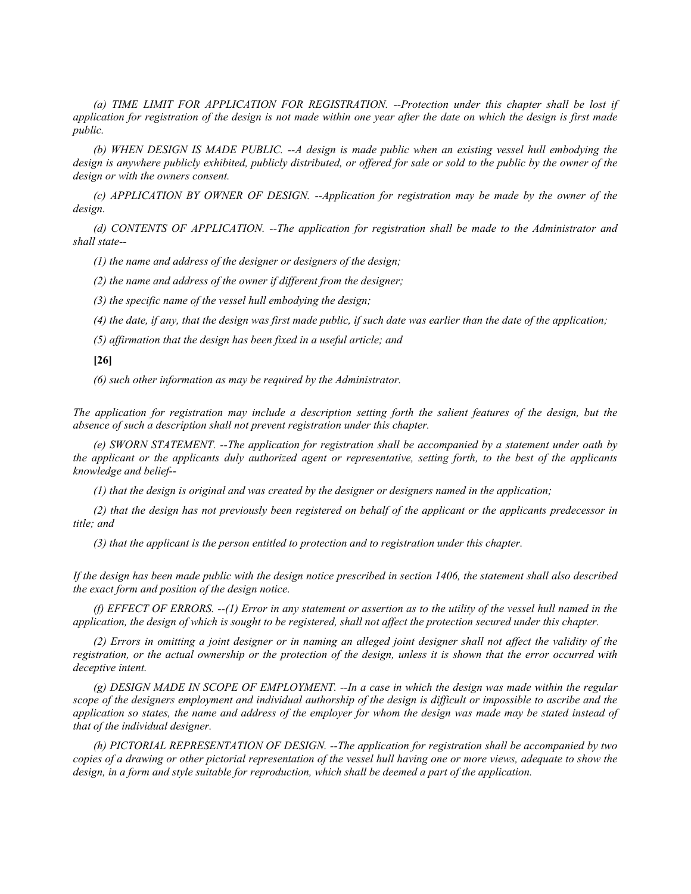*(a) TIME LIMIT FOR APPLICATION FOR REGISTRATION. --Protection under this chapter shall be lost if application for registration of the design is not made within one year after the date on which the design is first made public.*

*(b) WHEN DESIGN IS MADE PUBLIC. --A design is made public when an existing vessel hull embodying the design is anywhere publicly exhibited, publicly distributed, or offered for sale or sold to the public by the owner of the design or with the owners consent.*

*(c) APPLICATION BY OWNER OF DESIGN. --Application for registration may be made by the owner of the design.*

*(d) CONTENTS OF APPLICATION. --The application for registration shall be made to the Administrator and shall state--*

*(1) the name and address of the designer or designers of the design;*

*(2) the name and address of the owner if different from the designer;*

*(3) the specific name of the vessel hull embodying the design;*

*(4) the date, if any, that the design was first made public, if such date was earlier than the date of the application;*

*(5) affirmation that the design has been fixed in a useful article; and*

**[26]**

*(6) such other information as may be required by the Administrator.*

*The application for registration may include a description setting forth the salient features of the design, but the absence of such a description shall not prevent registration under this chapter.*

*(e) SWORN STATEMENT. --The application for registration shall be accompanied by a statement under oath by the applicant or the applicants duly authorized agent or representative, setting forth, to the best of the applicants knowledge and belief--*

*(1) that the design is original and was created by the designer or designers named in the application;*

*(2) that the design has not previously been registered on behalf of the applicant or the applicants predecessor in title; and*

*(3) that the applicant is the person entitled to protection and to registration under this chapter.*

*If the design has been made public with the design notice prescribed in section 1406, the statement shall also described the exact form and position of the design notice.*

*(f) EFFECT OF ERRORS. --(1) Error in any statement or assertion as to the utility of the vessel hull named in the application, the design of which is sought to be registered, shall not affect the protection secured under this chapter.*

*(2) Errors in omitting a joint designer or in naming an alleged joint designer shall not affect the validity of the registration, or the actual ownership or the protection of the design, unless it is shown that the error occurred with deceptive intent.*

*(g) DESIGN MADE IN SCOPE OF EMPLOYMENT. --In a case in which the design was made within the regular scope of the designers employment and individual authorship of the design is difficult or impossible to ascribe and the application so states, the name and address of the employer for whom the design was made may be stated instead of that of the individual designer.*

*(h) PICTORIAL REPRESENTATION OF DESIGN. --The application for registration shall be accompanied by two copies of a drawing or other pictorial representation of the vessel hull having one or more views, adequate to show the design, in a form and style suitable for reproduction, which shall be deemed a part of the application.*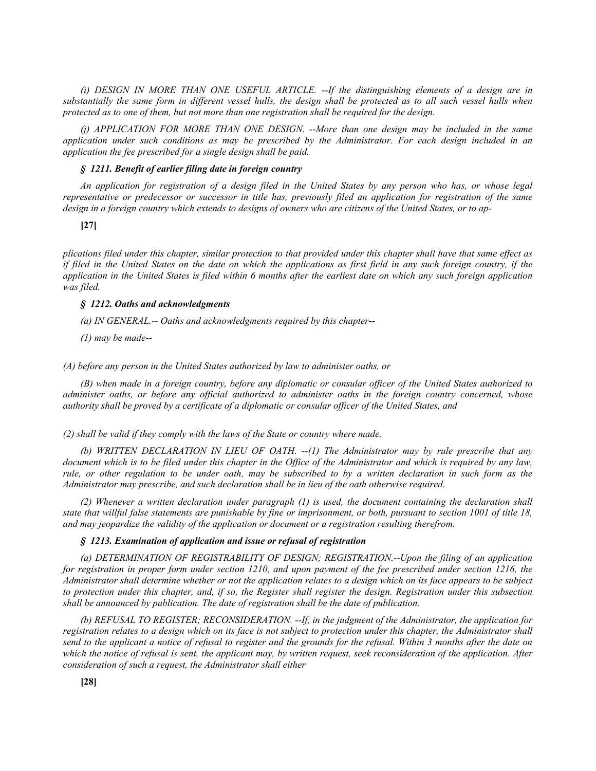*(i) DESIGN IN MORE THAN ONE USEFUL ARTICLE. --If the distinguishing elements of a design are in substantially the same form in different vessel hulls, the design shall be protected as to all such vessel hulls when protected as to one of them, but not more than one registration shall be required for the design.*

*(j) APPLICATION FOR MORE THAN ONE DESIGN. --More than one design may be included in the same application under such conditions as may be prescribed by the Administrator. For each design included in an application the fee prescribed for a single design shall be paid.*

***§ 1211. Benefit of earlier filing date in foreign country***

*An application for registration of a design filed in the United States by any person who has, or whose legal representative or predecessor or successor in title has, previously filed an application for registration of the same design in a foreign country which extends to designs of owners who are citizens of the United States, or to applications filed under this chapter, similar protection to that provided under this chapter shall have that same effect as if filed in the United States on the date on which the applications as first field in any such foreign country, if the application in the United States is filed within 6 months after the earliest date on which any such foreign application was filed.*

***§ 1212. Oaths and acknowledgments***

*(a) IN GENERAL.-- Oaths and acknowledgments required by this chapter--*

*(1) may be made--*

*(A) before any person in the United States authorized by law to administer oaths, or*

*(B) when made in a foreign country, before any diplomatic or consular officer of the United States authorized to administer oaths, or before any official authorized to administer oaths in the foreign country concerned, whose authority shall be proved by a certificate of a diplomatic or consular officer of the United States, and*

*(2) shall be valid if they comply with the laws of the State or country where made.*

*(b) WRITTEN DECLARATION IN LIEU OF OATH. --(1) The Administrator may by rule prescribe that any document which is to be filed under this chapter in the Office of the Administrator and which is required by any law, rule, or other regulation to be under oath, may be subscribed to by a written declaration in such form as the Administrator may prescribe, and such declaration shall be in lieu of the oath otherwise required.*

*(2) Whenever a written declaration under paragraph (1) is used, the document containing the declaration shall state that willful false statements are punishable by fine or imprisonment, or both, pursuant to section 1001 of title 18, and may jeopardize the validity of the application or document or a registration resulting therefrom.*

***§ 1213. Examination of application and issue or refusal of registration***

*(a) DETERMINATION OF REGISTRABILITY OF DESIGN; REGISTRATION.--Upon the filing of an application for registration in proper form under section 1210, and upon payment of the fee prescribed under section 1216, the Administrator shall determine whether or not the application relates to a design which on its face appears to be subject to protection under this chapter, and, if so, the Register shall register the design. Registration under this subsection shall be announced by publication. The date of registration shall be the date of publication.*

*(b) REFUSAL TO REGISTER; RECONSIDERATION. --If, in the judgment of the Administrator, the application for registration relates to a design which on its face is not subject to protection under this chapter, the Administrator shall send to the applicant a notice of refusal to register and the grounds for the refusal. Within 3 months after the date on which the notice of refusal is sent, the applicant may, by written request, seek reconsideration of the application. After consideration of such a request, the Administrator shall either*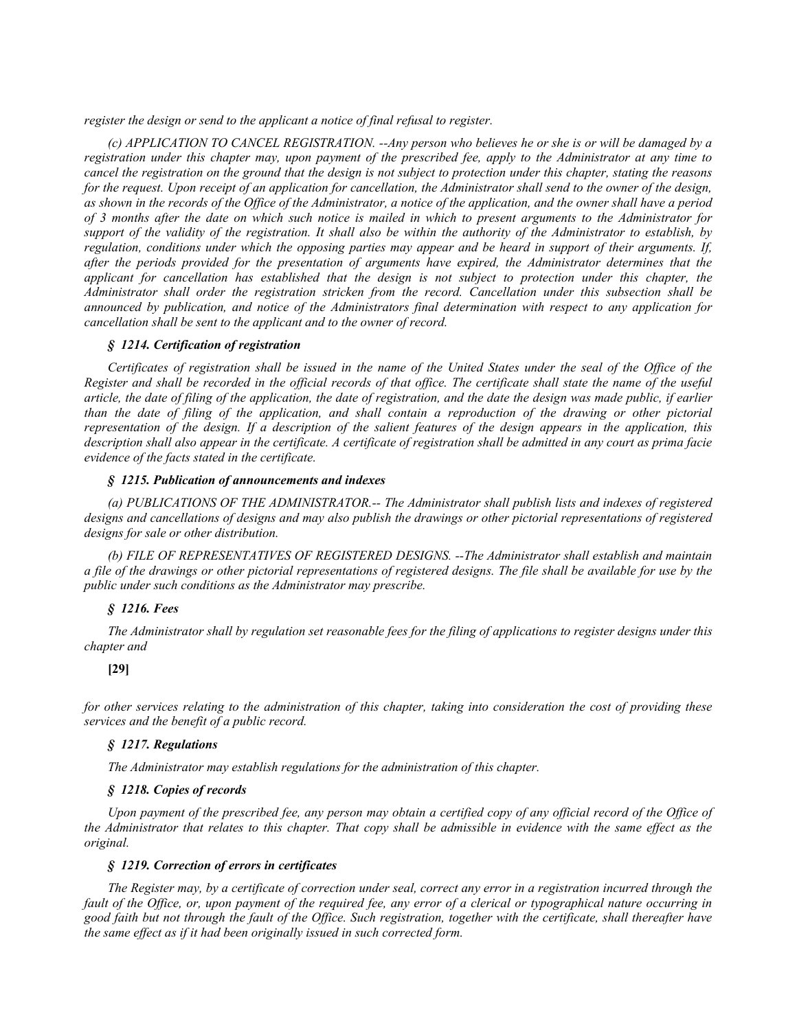*register the design or send to the applicant a notice of final refusal to register.*

*(c) APPLICATION TO CANCEL REGISTRATION. --Any person who believes he or she is or will be damaged by a registration under this chapter may, upon payment of the prescribed fee, apply to the Administrator at any time to cancel the registration on the ground that the design is not subject to protection under this chapter, stating the reasons for the request. Upon receipt of an application for cancellation, the Administrator shall send to the owner of the design, as shown in the records of the Office of the Administrator, a notice of the application, and the owner shall have a period of 3 months after the date on which such notice is mailed in which to present arguments to the Administrator for support of the validity of the registration. It shall also be within the authority of the Administrator to establish, by regulation, conditions under which the opposing parties may appear and be heard in support of their arguments. If, after the periods provided for the presentation of arguments have expired, the Administrator determines that the applicant for cancellation has established that the design is not subject to protection under this chapter, the Administrator shall order the registration stricken from the record. Cancellation under this subsection shall be announced by publication, and notice of the Administrators final determination with respect to any application for cancellation shall be sent to the applicant and to the owner of record.*

#### *§ 1214. Certification of registration*

*Certificates of registration shall be issued in the name of the United States under the seal of the Office of the Register and shall be recorded in the official records of that office. The certificate shall state the name of the useful article, the date of filing of the application, the date of registration, and the date the design was made public, if earlier than the date of filing of the application, and shall contain a reproduction of the drawing or other pictorial representation of the design. If a description of the salient features of the design appears in the application, this description shall also appear in the certificate. A certificate of registration shall be admitted in any court as prima facie evidence of the facts stated in the certificate.*

#### *§ 1215. Publication of announcements and indexes*

*(a) PUBLICATIONS OF THE ADMINISTRATOR.-- The Administrator shall publish lists and indexes of registered designs and cancellations of designs and may also publish the drawings or other pictorial representations of registered designs for sale or other distribution.*

*(b) FILE OF REPRESENTATIVES OF REGISTERED DESIGNS. --The Administrator shall establish and maintain a file of the drawings or other pictorial representations of registered designs. The file shall be available for use by the public under such conditions as the Administrator may prescribe.*

#### *§ 1216. Fees*

*The Administrator shall by regulation set reasonable fees for the filing of applications to register designs under this chapter and*

**[29]**

*for other services relating to the administration of this chapter, taking into consideration the cost of providing these services and the benefit of a public record.*

#### *§ 1217. Regulations*

*The Administrator may establish regulations for the administration of this chapter.*

#### *§ 1218. Copies of records*

*Upon payment of the prescribed fee, any person may obtain a certified copy of any official record of the Office of the Administrator that relates to this chapter. That copy shall be admissible in evidence with the same effect as the original.*

#### *§ 1219. Correction of errors in certificates*

*The Register may, by a certificate of correction under seal, correct any error in a registration incurred through the fault of the Office, or, upon payment of the required fee, any error of a clerical or typographical nature occurring in good faith but not through the fault of the Office. Such registration, together with the certificate, shall thereafter have the same effect as if it had been originally issued in such corrected form.*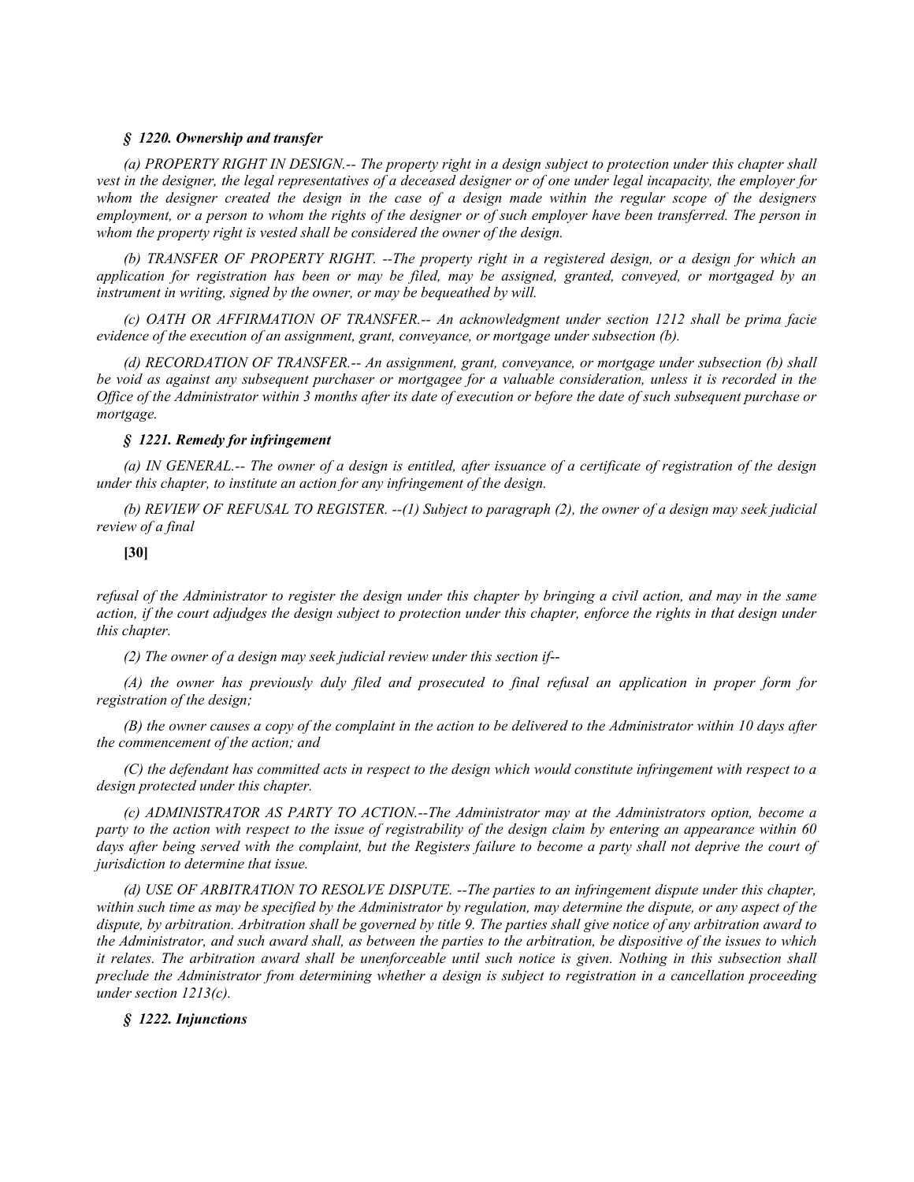### *§ 1220. Ownership and transfer*

*(a) PROPERTY RIGHT IN DESIGN.-- The property right in a design subject to protection under this chapter shall vest in the designer, the legal representatives of a deceased designer or of one under legal incapacity, the employer for whom the designer created the design in the case of a design made within the regular scope of the designers employment, or a person to whom the rights of the designer or of such employer have been transferred. The person in whom the property right is vested shall be considered the owner of the design.*

*(b) TRANSFER OF PROPERTY RIGHT. --The property right in a registered design, or a design for which an application for registration has been or may be filed, may be assigned, granted, conveyed, or mortgaged by an instrument in writing, signed by the owner, or may be bequeathed by will.*

*(c) OATH OR AFFIRMATION OF TRANSFER.-- An acknowledgment under section 1212 shall be prima facie evidence of the execution of an assignment, grant, conveyance, or mortgage under subsection (b).*

*(d) RECORDATION OF TRANSFER.-- An assignment, grant, conveyance, or mortgage under subsection (b) shall be void as against any subsequent purchaser or mortgagee for a valuable consideration, unless it is recorded in the Office of the Administrator within 3 months after its date of execution or before the date of such subsequent purchase or mortgage.*

### *§ 1221. Remedy for infringement*

*(a) IN GENERAL.-- The owner of a design is entitled, after issuance of a certificate of registration of the design under this chapter, to institute an action for any infringement of the design.*

*(b) REVIEW OF REFUSAL TO REGISTER. --(1) Subject to paragraph (2), the owner of a design may seek judicial review of a final refusal of the Administrator to register the design under this chapter by bringing a civil action, and may in the same action, if the court adjudges the design subject to protection under this chapter, enforce the rights in that design under this chapter.*

*(2) The owner of a design may seek judicial review under this section if--*

*(A) the owner has previously duly filed and prosecuted to final refusal an application in proper form for registration of the design;*

*(B) the owner causes a copy of the complaint in the action to be delivered to the Administrator within 10 days after the commencement of the action; and*

*(C) the defendant has committed acts in respect to the design which would constitute infringement with respect to a design protected under this chapter.*

*(c) ADMINISTRATOR AS PARTY TO ACTION.--The Administrator may at the Administrators option, become a party to the action with respect to the issue of registrability of the design claim by entering an appearance within 60 days after being served with the complaint, but the Registers failure to become a party shall not deprive the court of jurisdiction to determine that issue.*

*(d) USE OF ARBITRATION TO RESOLVE DISPUTE. --The parties to an infringement dispute under this chapter, within such time as may be specified by the Administrator by regulation, may determine the dispute, or any aspect of the dispute, by arbitration. Arbitration shall be governed by title 9. The parties shall give notice of any arbitration award to the Administrator, and such award shall, as between the parties to the arbitration, be dispositive of the issues to which it relates. The arbitration award shall be unenforceable until such notice is given. Nothing in this subsection shall preclude the Administrator from determining whether a design is subject to registration in a cancellation proceeding under section 1213(c).*

### *§ 1222. Injunctions*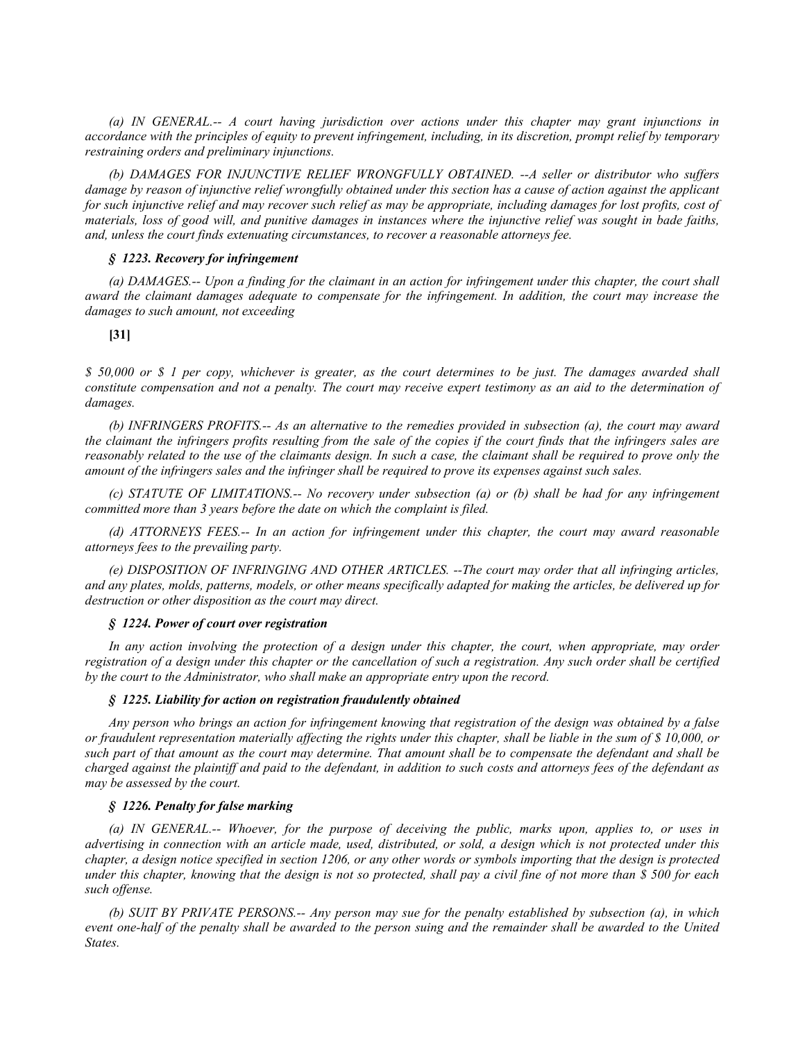*(a) IN GENERAL.-- A court having jurisdiction over actions under this chapter may grant injunctions in accordance with the principles of equity to prevent infringement, including, in its discretion, prompt relief by temporary restraining orders and preliminary injunctions.*

*(b) DAMAGES FOR INJUNCTIVE RELIEF WRONGFULLY OBTAINED. --A seller or distributor who suffers damage by reason of injunctive relief wrongfully obtained under this section has a cause of action against the applicant for such injunctive relief and may recover such relief as may be appropriate, including damages for lost profits, cost of materials, loss of good will, and punitive damages in instances where the injunctive relief was sought in bade faiths, and, unless the court finds extenuating circumstances, to recover a reasonable attorneys fee.*

### *§ 1223. Recovery for infringement*

*(a) DAMAGES.-- Upon a finding for the claimant in an action for infringement under this chapter, the court shall award the claimant damages adequate to compensate for the infringement. In addition, the court may increase the damages to such amount, not exceeding*

**[31]**

*$ 50,000 or $ 1 per copy, whichever is greater, as the court determines to be just. The damages awarded shall constitute compensation and not a penalty. The court may receive expert testimony as an aid to the determination of damages.*

*(b) INFRINGERS PROFITS.-- As an alternative to the remedies provided in subsection (a), the court may award the claimant the infringers profits resulting from the sale of the copies if the court finds that the infringers sales are reasonably related to the use of the claimants design. In such a case, the claimant shall be required to prove only the amount of the infringers sales and the infringer shall be required to prove its expenses against such sales.*

*(c) STATUTE OF LIMITATIONS.-- No recovery under subsection (a) or (b) shall be had for any infringement committed more than 3 years before the date on which the complaint is filed.*

*(d) ATTORNEYS FEES.-- In an action for infringement under this chapter, the court may award reasonable attorneys fees to the prevailing party.*

*(e) DISPOSITION OF INFRINGING AND OTHER ARTICLES. --The court may order that all infringing articles, and any plates, molds, patterns, models, or other means specifically adapted for making the articles, be delivered up for destruction or other disposition as the court may direct.*

### *§ 1224. Power of court over registration*

*In any action involving the protection of a design under this chapter, the court, when appropriate, may order registration of a design under this chapter or the cancellation of such a registration. Any such order shall be certified by the court to the Administrator, who shall make an appropriate entry upon the record.*

### *§ 1225. Liability for action on registration fraudulently obtained*

*Any person who brings an action for infringement knowing that registration of the design was obtained by a false or fraudulent representation materially affecting the rights under this chapter, shall be liable in the sum of $ 10,000, or such part of that amount as the court may determine. That amount shall be to compensate the defendant and shall be charged against the plaintiff and paid to the defendant, in addition to such costs and attorneys fees of the defendant as may be assessed by the court.*

### *§ 1226. Penalty for false marking*

*(a) IN GENERAL.-- Whoever, for the purpose of deceiving the public, marks upon, applies to, or uses in advertising in connection with an article made, used, distributed, or sold, a design which is not protected under this chapter, a design notice specified in section 1206, or any other words or symbols importing that the design is protected under this chapter, knowing that the design is not so protected, shall pay a civil fine of not more than $ 500 for each such offense.*

*(b) SUIT BY PRIVATE PERSONS.-- Any person may sue for the penalty established by subsection (a), in which event one-half of the penalty shall be awarded to the person suing and the remainder shall be awarded to the United States.*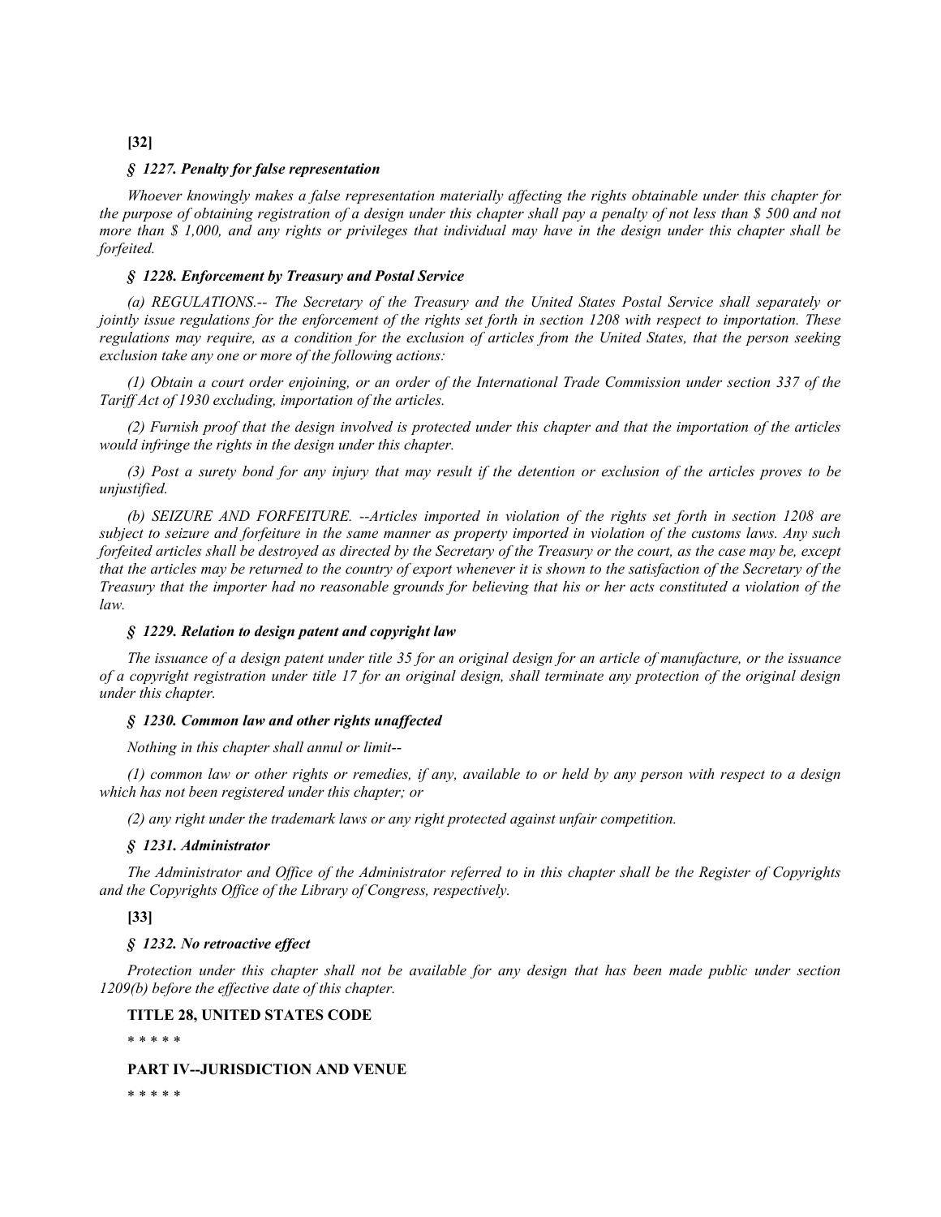**[32]**

***§ 1227. Penalty for false representation***

*Whoever knowingly makes a false representation materially affecting the rights obtainable under this chapter for the purpose of obtaining registration of a design under this chapter shall pay a penalty of not less than $ 500 and not more than $ 1,000, and any rights or privileges that individual may have in the design under this chapter shall be forfeited.*

***§ 1228. Enforcement by Treasury and Postal Service***

*(a) REGULATIONS.-- The Secretary of the Treasury and the United States Postal Service shall separately or jointly issue regulations for the enforcement of the rights set forth in section 1208 with respect to importation. These regulations may require, as a condition for the exclusion of articles from the United States, that the person seeking exclusion take any one or more of the following actions:*

*(1) Obtain a court order enjoining, or an order of the International Trade Commission under section 337 of the Tariff Act of 1930 excluding, importation of the articles.*

*(2) Furnish proof that the design involved is protected under this chapter and that the importation of the articles would infringe the rights in the design under this chapter.*

*(3) Post a surety bond for any injury that may result if the detention or exclusion of the articles proves to be unjustified.*

*(b) SEIZURE AND FORFEITURE. --Articles imported in violation of the rights set forth in section 1208 are subject to seizure and forfeiture in the same manner as property imported in violation of the customs laws. Any such forfeited articles shall be destroyed as directed by the Secretary of the Treasury or the court, as the case may be, except that the articles may be returned to the country of export whenever it is shown to the satisfaction of the Secretary of the Treasury that the importer had no reasonable grounds for believing that his or her acts constituted a violation of the law.*

***§ 1229. Relation to design patent and copyright law***

*The issuance of a design patent under title 35 for an original design for an article of manufacture, or the issuance of a copyright registration under title 17 for an original design, shall terminate any protection of the original design under this chapter.*

***§ 1230. Common law and other rights unaffected***

*Nothing in this chapter shall annul or limit--*

*(1) common law or other rights or remedies, if any, available to or held by any person with respect to a design which has not been registered under this chapter; or*

*(2) any right under the trademark laws or any right protected against unfair competition.*

***§ 1231. Administrator***

*The Administrator and Office of the Administrator referred to in this chapter shall be the Register of Copyrights and the Copyrights Office of the Library of Congress, respectively.*

**[33]**

***§ 1232. No retroactive effect***

*Protection under this chapter shall not be available for any design that has been made public under section 1209(b) before the effective date of this chapter.*

**TITLE 28, UNITED STATES CODE**

\* \* \* \* \*

**PART IV--JURISDICTION AND VENUE**

\* \* \* \* \*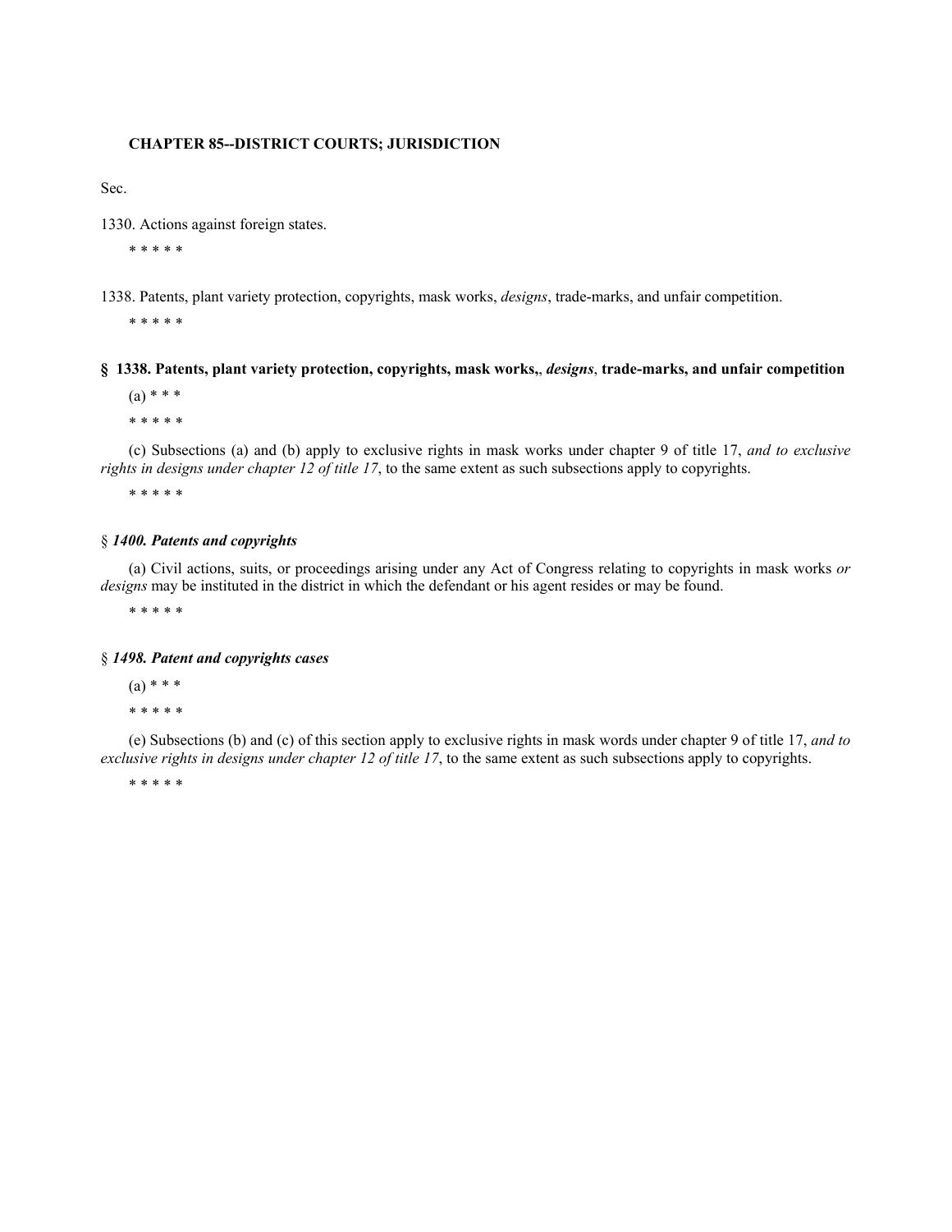**CHAPTER 85--DISTRICT COURTS; JURISDICTION**

Sec.

1330. Actions against foreign states.

\* \* \* \* \*

1338. Patents, plant variety protection, copyrights, mask works, *designs*, trade-marks, and unfair competition.

\* \* \* \* \*

**§ 1338. Patents, plant variety protection, copyrights, mask works,,** ***designs*****, trade-marks, and unfair competition**

(a) \* \* \*

\* \* \* \* \*

(c) Subsections (a) and (b) apply to exclusive rights in mask works under chapter 9 of title 17, *and to exclusive rights in designs under chapter 12 of title 17*, to the same extent as such subsections apply to copyrights.

\* \* \* \* \*

§ ***1400. Patents and copyrights***

(a) Civil actions, suits, or proceedings arising under any Act of Congress relating to copyrights in mask works *or designs* may be instituted in the district in which the defendant or his agent resides or may be found.

\* \* \* \* \*

§ ***1498. Patent and copyrights cases***

(a) \* \* \*

\* \* \* \* \*

(e) Subsections (b) and (c) of this section apply to exclusive rights in mask words under chapter 9 of title 17, *and to exclusive rights in designs under chapter 12 of title 17*, to the same extent as such subsections apply to copyrights.

\* \* \* \* \*